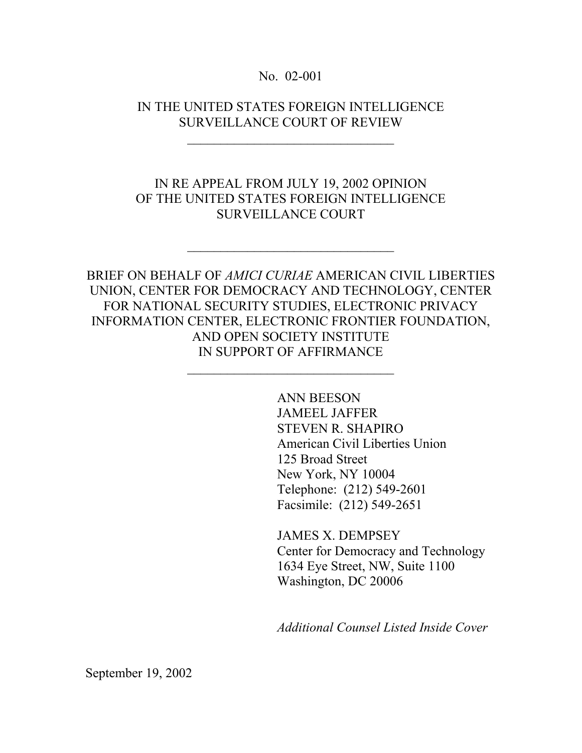No. 02-001

IN THE UNITED STATES FOREIGN INTELLIGENCE SURVEILLANCE COURT OF REVIEW

---

IN RE APPEAL FROM JULY 19, 2002 OPINION OF THE UNITED STATES FOREIGN INTELLIGENCE SURVEILLANCE COURT

---

BRIEF ON BEHALF OF *AMICI CURIAE* AMERICAN CIVIL LIBERTIES UNION, CENTER FOR DEMOCRACY AND TECHNOLOGY, CENTER FOR NATIONAL SECURITY STUDIES, ELECTRONIC PRIVACY INFORMATION CENTER, ELECTRONIC FRONTIER FOUNDATION, AND OPEN SOCIETY INSTITUTE IN SUPPORT OF AFFIRMANCE

---

ANN BEESON
JAMEEL JAFFER
STEVEN R. SHAPIRO
American Civil Liberties Union
125 Broad Street
New York, NY 10004
Telephone: (212) 549-2601
Facsimile: (212) 549-2651

JAMES X. DEMPSEY
Center for Democracy and Technology
1634 Eye Street, NW, Suite 1100
Washington, DC 20006

*Additional Counsel Listed Inside Cover*

September 19, 2002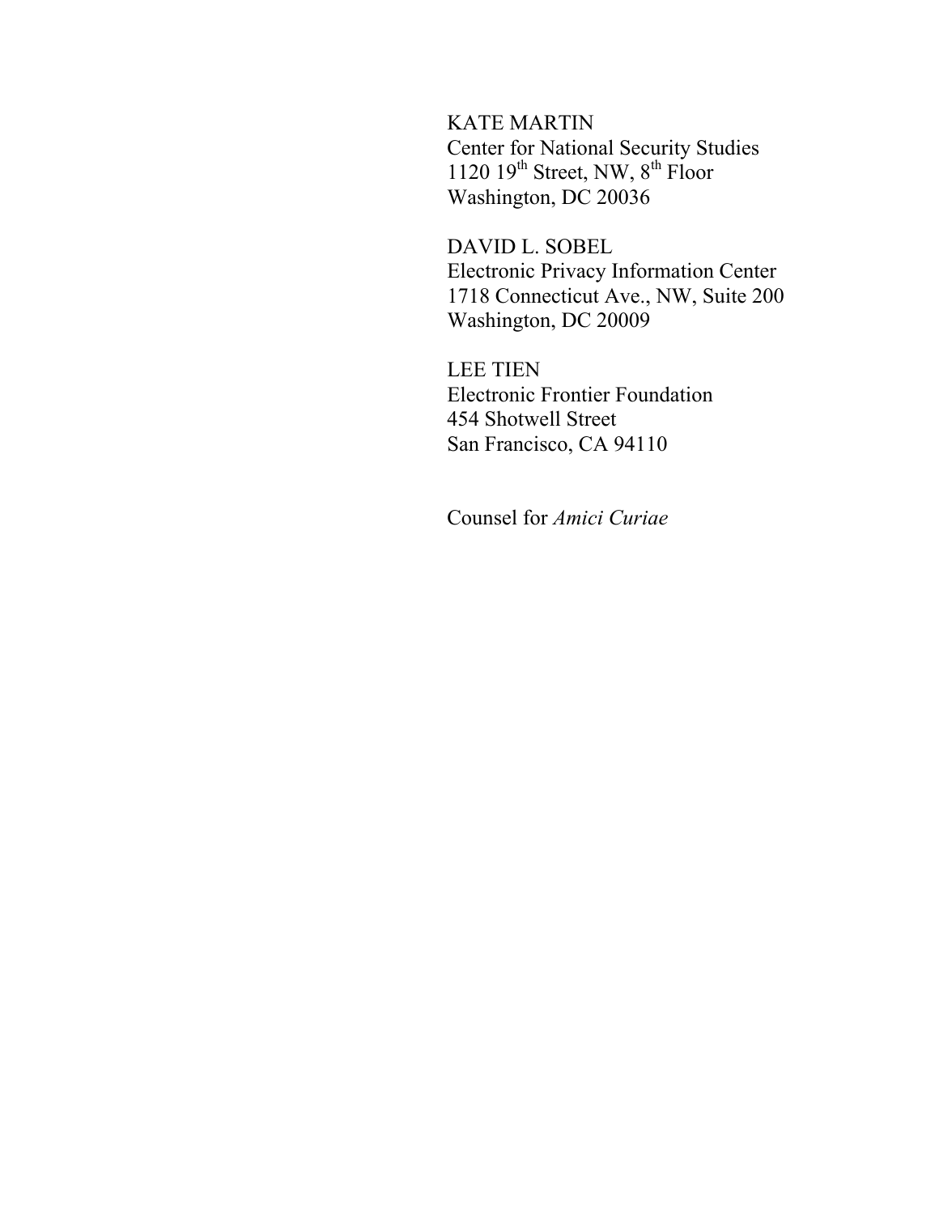KATE MARTIN
Center for National Security Studies
1120 19th Street, NW, 8th Floor
Washington, DC 20036

DAVID L. SOBEL
Electronic Privacy Information Center
1718 Connecticut Ave., NW, Suite 200
Washington, DC 20009

LEE TIEN
Electronic Frontier Foundation
454 Shotwell Street
San Francisco, CA 94110

Counsel for *Amici Curiae*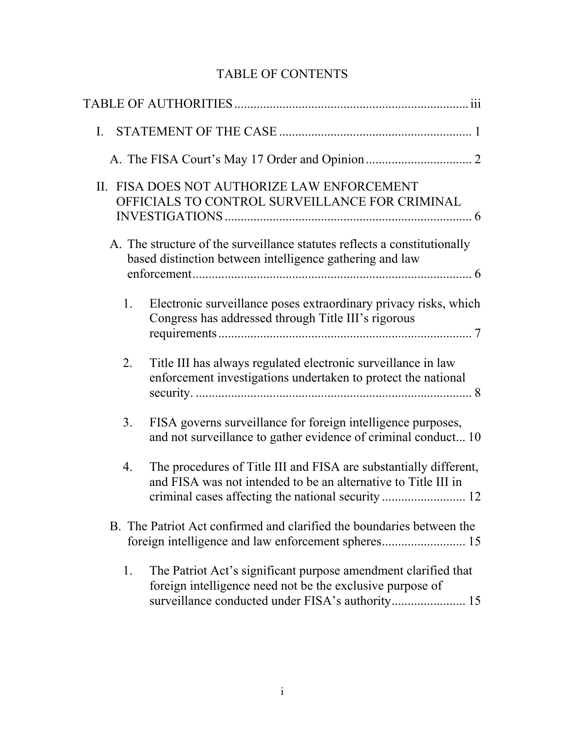# TABLE OF CONTENTS

TABLE OF AUTHORITIES ........................................................................ iii

I. STATEMENT OF THE CASE ........................................................... 1

  A. The FISA Court's May 17 Order and Opinion ................................ 2

II. FISA DOES NOT AUTHORIZE LAW ENFORCEMENT OFFICIALS TO CONTROL SURVEILLANCE FOR CRIMINAL INVESTIGATIONS ........................................................................... 6

  A. The structure of the surveillance statutes reflects a constitutionally based distinction between intelligence gathering and law enforcement ....................................................................................... 6

    1. Electronic surveillance poses extraordinary privacy risks, which Congress has addressed through Title III's rigorous requirements .............................................................................. 7

    2. Title III has always regulated electronic surveillance in law enforcement investigations undertaken to protect the national security. ...................................................................................... 8

    3. FISA governs surveillance for foreign intelligence purposes, and not surveillance to gather evidence of criminal conduct... 10

    4. The procedures of Title III and FISA are substantially different, and FISA was not intended to be an alternative to Title III in criminal cases affecting the national security ......................... 12

  B. The Patriot Act confirmed and clarified the boundaries between the foreign intelligence and law enforcement spheres.......................... 15

    1. The Patriot Act's significant purpose amendment clarified that foreign intelligence need not be the exclusive purpose of surveillance conducted under FISA's authority...................... 15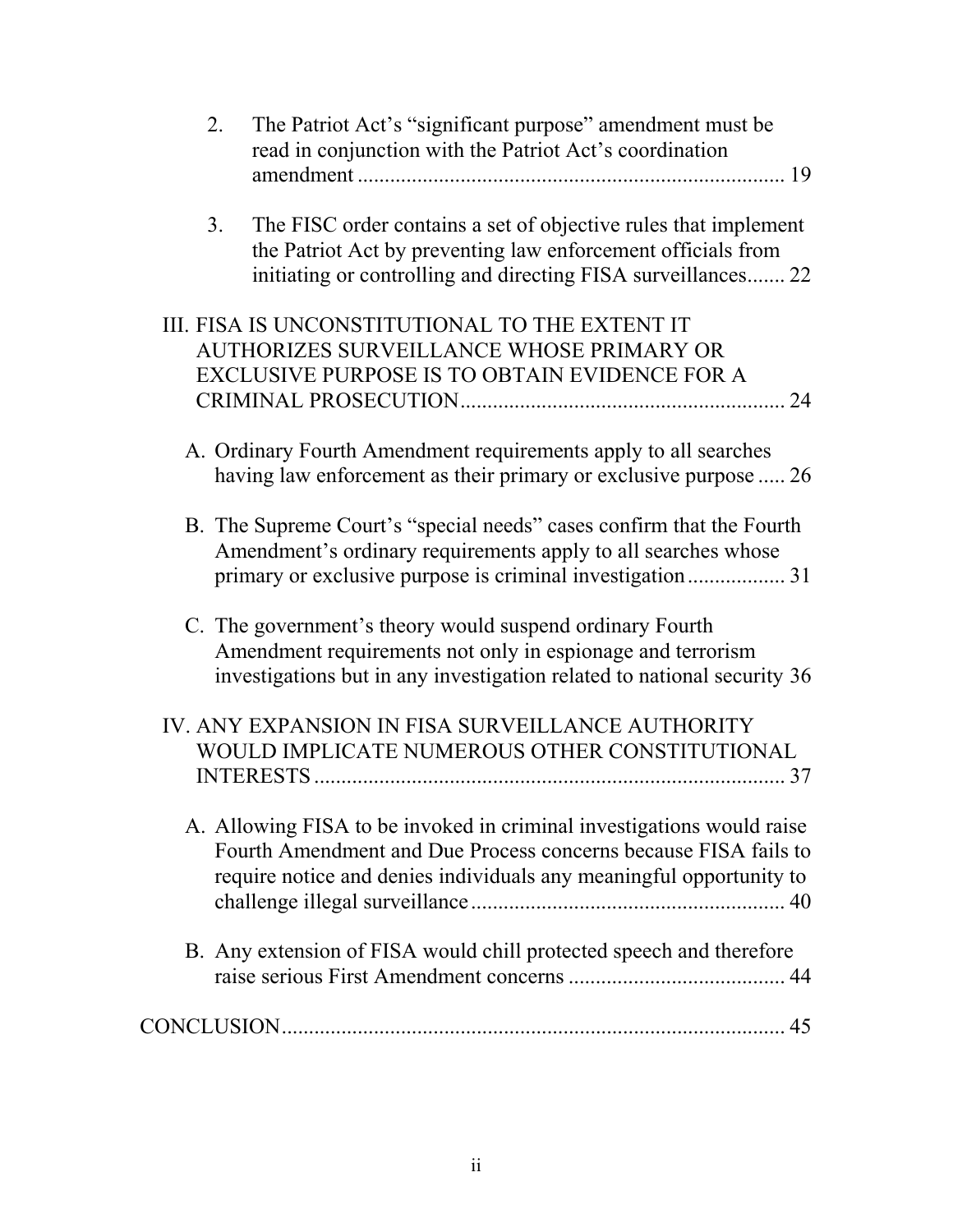2. The Patriot Act's "significant purpose" amendment must be read in conjunction with the Patriot Act's coordination amendment ............................................................................ 19

3. The FISC order contains a set of objective rules that implement the Patriot Act by preventing law enforcement officials from initiating or controlling and directing FISA surveillances....... 22

III. FISA IS UNCONSTITUTIONAL TO THE EXTENT IT AUTHORIZES SURVEILLANCE WHOSE PRIMARY OR EXCLUSIVE PURPOSE IS TO OBTAIN EVIDENCE FOR A CRIMINAL PROSECUTION........................................................... 24

A. Ordinary Fourth Amendment requirements apply to all searches having law enforcement as their primary or exclusive purpose ..... 26

B. The Supreme Court's "special needs" cases confirm that the Fourth Amendment's ordinary requirements apply to all searches whose primary or exclusive purpose is criminal investigation.................. 31

C. The government's theory would suspend ordinary Fourth Amendment requirements not only in espionage and terrorism investigations but in any investigation related to national security 36

IV. ANY EXPANSION IN FISA SURVEILLANCE AUTHORITY WOULD IMPLICATE NUMEROUS OTHER CONSTITUTIONAL INTERESTS ...................................................................................... 37

A. Allowing FISA to be invoked in criminal investigations would raise Fourth Amendment and Due Process concerns because FISA fails to require notice and denies individuals any meaningful opportunity to challenge illegal surveillance......................................................... 40

B. Any extension of FISA would chill protected speech and therefore raise serious First Amendment concerns ........................................ 44

CONCLUSION............................................................................................ 45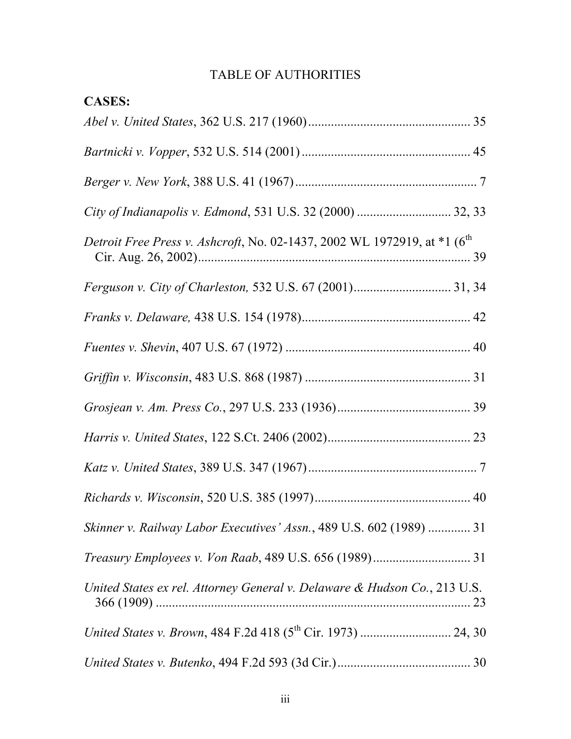# TABLE OF AUTHORITIES

**CASES:**

*Abel v. United States*, 362 U.S. 217 (1960) .................................................. 35

*Bartnicki v. Vopper*, 532 U.S. 514 (2001) .................................................... 45

*Berger v. New York*, 388 U.S. 41 (1967) ........................................................ 7

*City of Indianapolis v. Edmond*, 531 U.S. 32 (2000) ............................ 32, 33

*Detroit Free Press v. Ashcroft*, No. 02-1437, 2002 WL 1972919, at *1 (6th Cir. Aug. 26, 2002) ..................................................................................... 39

*Ferguson v. City of Charleston,* 532 U.S. 67 (2001) ............................. 31, 34

*Franks v. Delaware,* 438 U.S. 154 (1978) .................................................... 42

*Fuentes v. Shevin*, 407 U.S. 67 (1972) ......................................................... 40

*Griffin v. Wisconsin*, 483 U.S. 868 (1987) ................................................... 31

*Grosjean v. Am. Press Co.*, 297 U.S. 233 (1936) ......................................... 39

*Harris v. United States*, 122 S.Ct. 2406 (2002) ............................................ 23

*Katz v. United States*, 389 U.S. 347 (1967) .................................................... 7

*Richards v. Wisconsin*, 520 U.S. 385 (1997) ................................................ 40

*Skinner v. Railway Labor Executives' Assn.*, 489 U.S. 602 (1989) ............. 31

*Treasury Employees v. Von Raab*, 489 U.S. 656 (1989) .............................. 31

*United States ex rel. Attorney General v. Delaware & Hudson Co.*, 213 U.S. 366 (1909) .................................................................................................. 23

*United States v. Brown*, 484 F.2d 418 (5th Cir. 1973) ............................ 24, 30

*United States v. Butenko*, 494 F.2d 593 (3d Cir.) ......................................... 30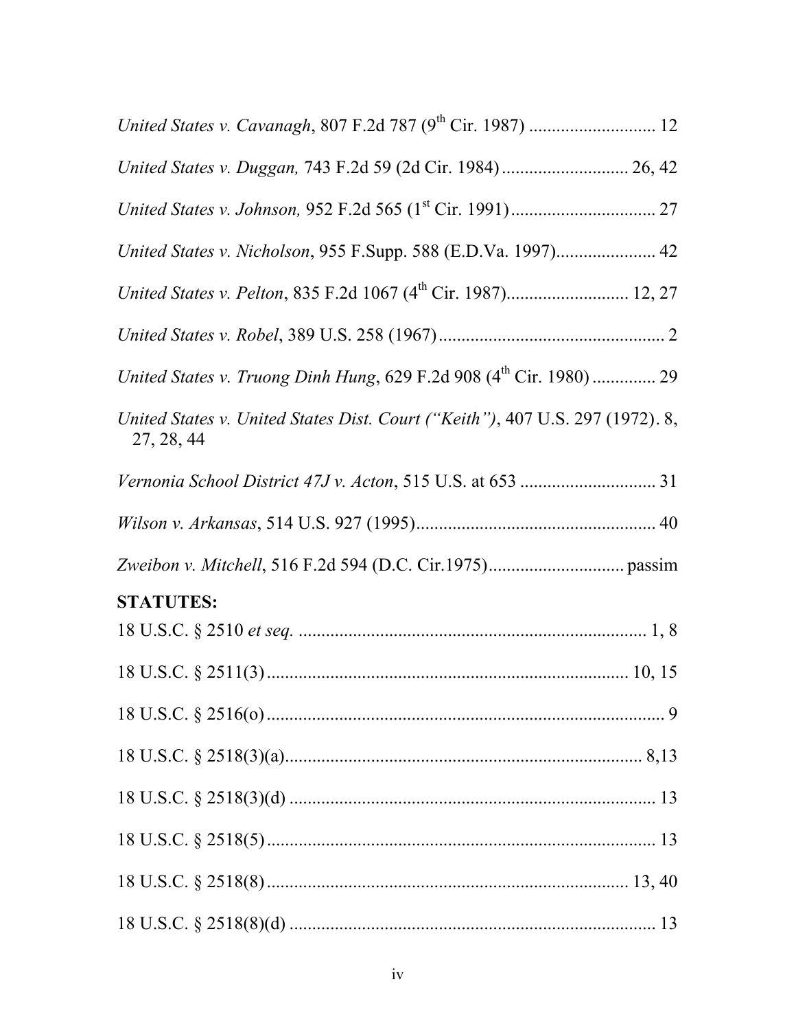*United States v. Cavanagh*, 807 F.2d 787 (9th Cir. 1987) ............................ 12

*United States v. Duggan,* 743 F.2d 59 (2d Cir. 1984)............................ 26, 42

*United States v. Johnson,* 952 F.2d 565 (1st Cir. 1991)................................ 27

*United States v. Nicholson*, 955 F.Supp. 588 (E.D.Va. 1997)...................... 42

*United States v. Pelton*, 835 F.2d 1067 (4th Cir. 1987)........................... 12, 27

*United States v. Robel*, 389 U.S. 258 (1967).................................................. 2

*United States v. Truong Dinh Hung*, 629 F.2d 908 (4th Cir. 1980) .............. 29

*United States v. United States Dist. Court ("Keith")*, 407 U.S. 297 (1972). 8, 27, 28, 44

*Vernonia School District 47J v. Acton*, 515 U.S. at 653 ............................. 31

*Wilson v. Arkansas*, 514 U.S. 927 (1995).................................................... 40

*Zweibon v. Mitchell*, 516 F.2d 594 (D.C. Cir.1975).............................. passim

**STATUTES:**

18 U.S.C. § 2510 *et seq.* ............................................................................ 1, 8

18 U.S.C. § 2511(3)................................................................................ 10, 15

18 U.S.C. § 2516(o)........................................................................................ 9

18 U.S.C. § 2518(3)(a)............................................................................... 8,13

18 U.S.C. § 2518(3)(d) ................................................................................ 13

18 U.S.C. § 2518(5)...................................................................................... 13

18 U.S.C. § 2518(8)................................................................................ 13, 40

18 U.S.C. § 2518(8)(d) ................................................................................ 13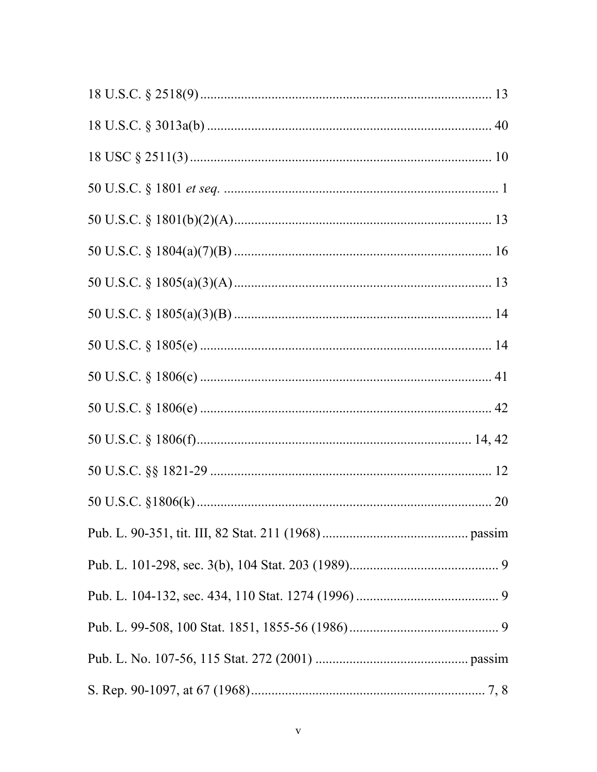18 U.S.C. § 2518(9) .................................................................................... 13

18 U.S.C. § 3013a(b) .................................................................................. 40

18 USC § 2511(3) ....................................................................................... 10

50 U.S.C. § 1801 *et seq.* ............................................................................... 1

50 U.S.C. § 1801(b)(2)(A) ........................................................................... 13

50 U.S.C. § 1804(a)(7)(B) ........................................................................... 16

50 U.S.C. § 1805(a)(3)(A) ........................................................................... 13

50 U.S.C. § 1805(a)(3)(B) ........................................................................... 14

50 U.S.C. § 1805(e) ..................................................................................... 14

50 U.S.C. § 1806(c) ..................................................................................... 41

50 U.S.C. § 1806(e) ..................................................................................... 42

50 U.S.C. § 1806(f) ................................................................................ 14, 42

50 U.S.C. §§ 1821-29 .................................................................................. 12

50 U.S.C. §1806(k) ...................................................................................... 20

Pub. L. 90-351, tit. III, 82 Stat. 211 (1968) .......................................... passim

Pub. L. 101-298, sec. 3(b), 104 Stat. 203 (1989) ............................................ 9

Pub. L. 104-132, sec. 434, 110 Stat. 1274 (1996) .......................................... 9

Pub. L. 99-508, 100 Stat. 1851, 1855-56 (1986) ............................................ 9

Pub. L. No. 107-56, 115 Stat. 272 (2001) ............................................ passim

S. Rep. 90-1097, at 67 (1968) ................................................................... 7, 8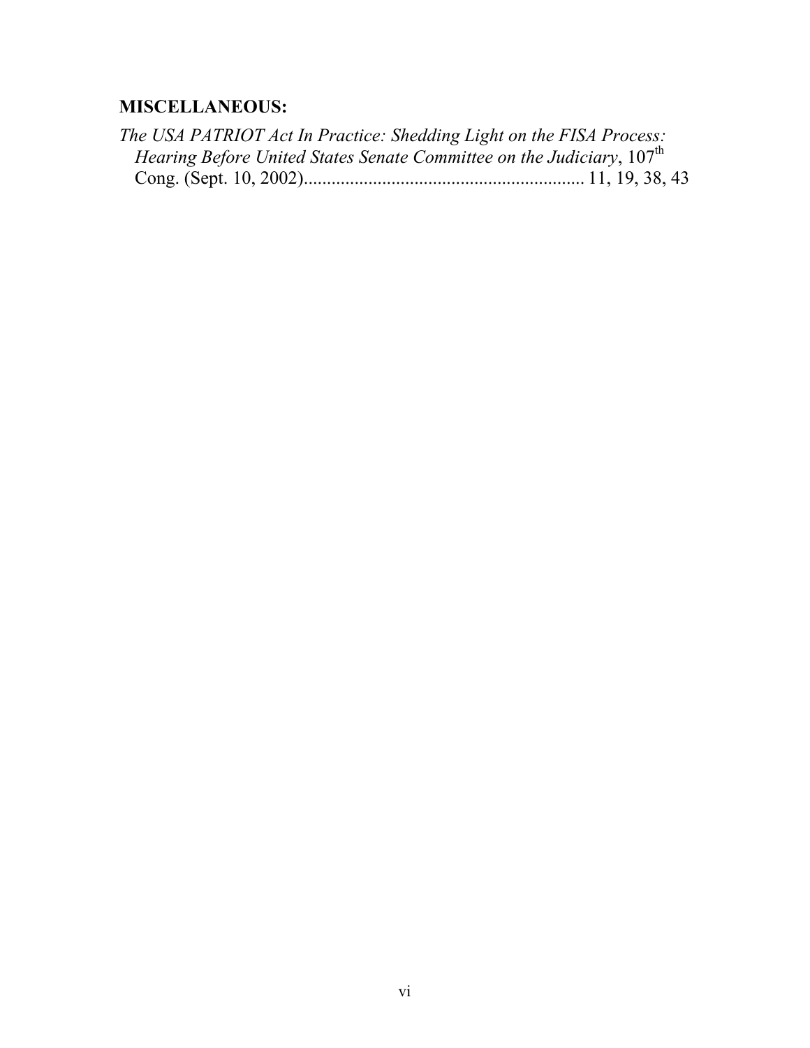**MISCELLANEOUS:**

*The USA PATRIOT Act In Practice: Shedding Light on the FISA Process: Hearing Before United States Senate Committee on the Judiciary*, 107th Cong. (Sept. 10, 2002)............................................................ 11, 19, 38, 43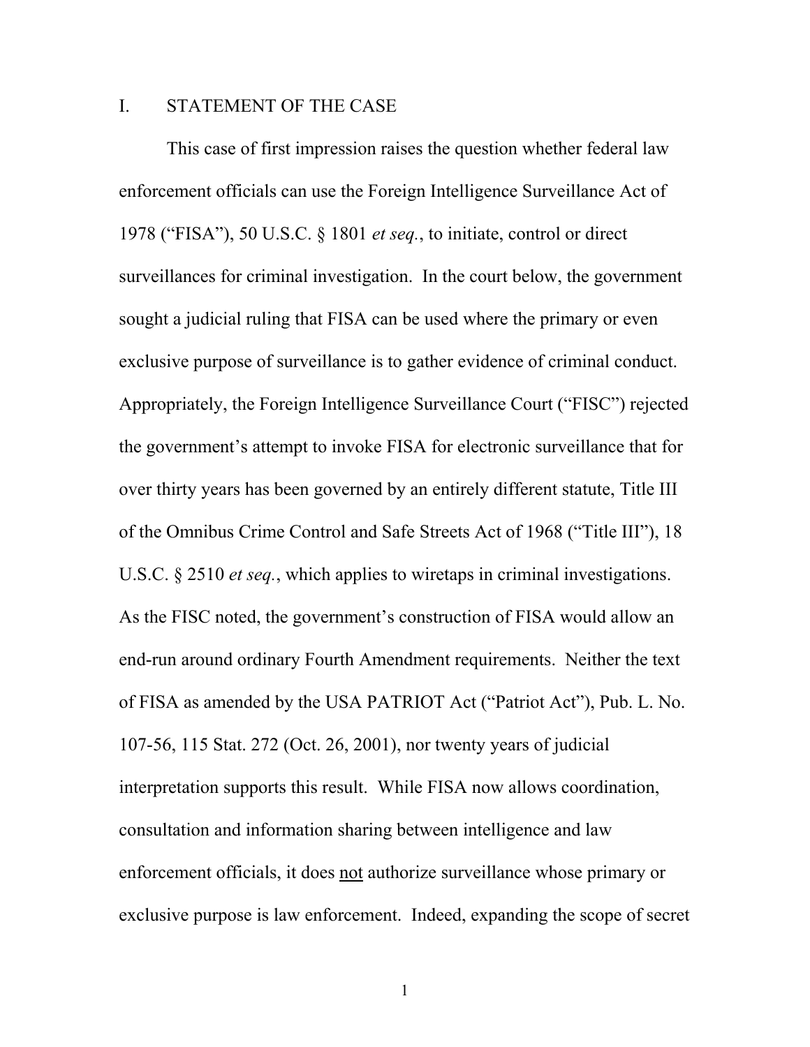## I. STATEMENT OF THE CASE

This case of first impression raises the question whether federal law enforcement officials can use the Foreign Intelligence Surveillance Act of 1978 ("FISA"), 50 U.S.C. § 1801 *et seq.*, to initiate, control or direct surveillances for criminal investigation. In the court below, the government sought a judicial ruling that FISA can be used where the primary or even exclusive purpose of surveillance is to gather evidence of criminal conduct. Appropriately, the Foreign Intelligence Surveillance Court ("FISC") rejected the government's attempt to invoke FISA for electronic surveillance that for over thirty years has been governed by an entirely different statute, Title III of the Omnibus Crime Control and Safe Streets Act of 1968 ("Title III"), 18 U.S.C. § 2510 *et seq.*, which applies to wiretaps in criminal investigations. As the FISC noted, the government's construction of FISA would allow an end-run around ordinary Fourth Amendment requirements. Neither the text of FISA as amended by the USA PATRIOT Act ("Patriot Act"), Pub. L. No. 107-56, 115 Stat. 272 (Oct. 26, 2001), nor twenty years of judicial interpretation supports this result. While FISA now allows coordination, consultation and information sharing between intelligence and law enforcement officials, it does <u>not</u> authorize surveillance whose primary or exclusive purpose is law enforcement. Indeed, expanding the scope of secret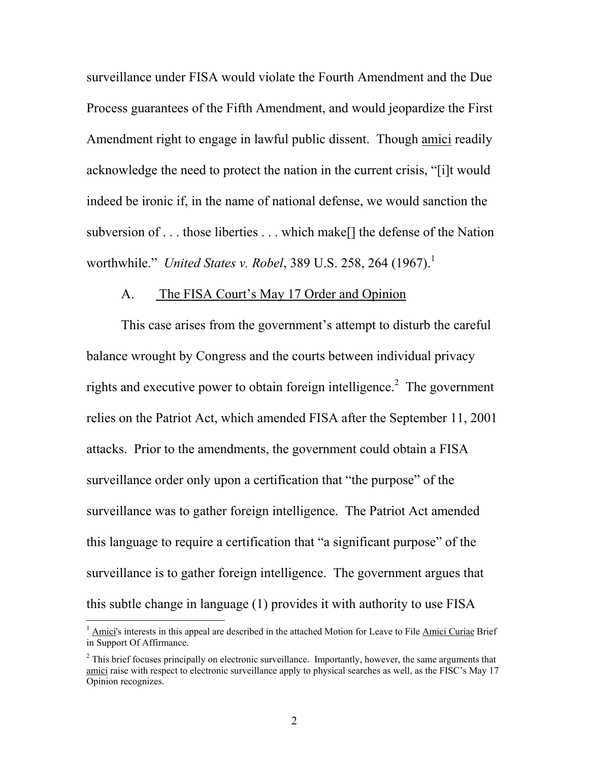surveillance under FISA would violate the Fourth Amendment and the Due Process guarantees of the Fifth Amendment, and would jeopardize the First Amendment right to engage in lawful public dissent. Though amici readily acknowledge the need to protect the nation in the current crisis, "[i]t would indeed be ironic if, in the name of national defense, we would sanction the subversion of . . . those liberties . . . which make[] the defense of the Nation worthwhile." *United States v. Robel*, 389 U.S. 258, 264 (1967).[1]

### A. The FISA Court's May 17 Order and Opinion

This case arises from the government's attempt to disturb the careful balance wrought by Congress and the courts between individual privacy rights and executive power to obtain foreign intelligence.[2] The government relies on the Patriot Act, which amended FISA after the September 11, 2001 attacks. Prior to the amendments, the government could obtain a FISA surveillance order only upon a certification that "the purpose" of the surveillance was to gather foreign intelligence. The Patriot Act amended this language to require a certification that "a significant purpose" of the surveillance is to gather foreign intelligence. The government argues that this subtle change in language (1) provides it with authority to use FISA

---

[1] Amici's interests in this appeal are described in the attached Motion for Leave to File Amici Curiae Brief in Support Of Affirmance.

[2] This brief focuses principally on electronic surveillance. Importantly, however, the same arguments that amici raise with respect to electronic surveillance apply to physical searches as well, as the FISC's May 17 Opinion recognizes.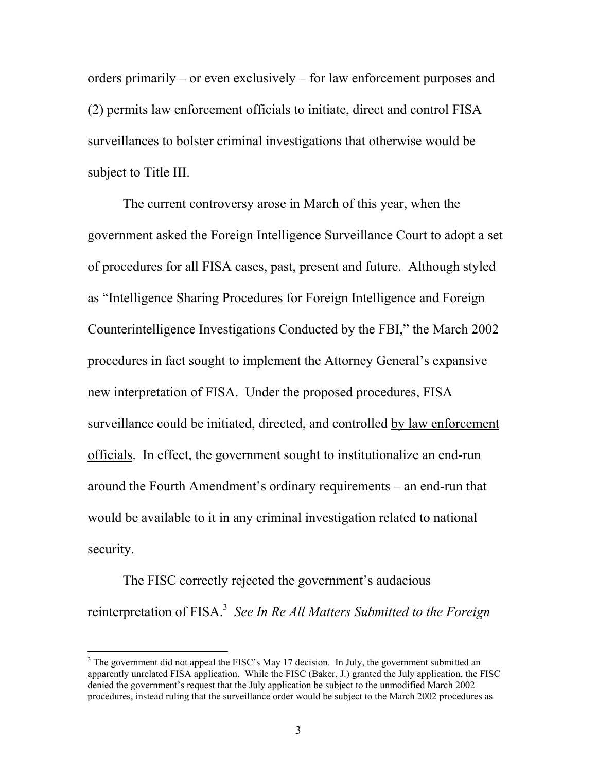orders primarily – or even exclusively – for law enforcement purposes and (2) permits law enforcement officials to initiate, direct and control FISA surveillances to bolster criminal investigations that otherwise would be subject to Title III.

The current controversy arose in March of this year, when the government asked the Foreign Intelligence Surveillance Court to adopt a set of procedures for all FISA cases, past, present and future. Although styled as "Intelligence Sharing Procedures for Foreign Intelligence and Foreign Counterintelligence Investigations Conducted by the FBI," the March 2002 procedures in fact sought to implement the Attorney General's expansive new interpretation of FISA. Under the proposed procedures, FISA surveillance could be initiated, directed, and controlled <u>by law enforcement officials</u>. In effect, the government sought to institutionalize an end-run around the Fourth Amendment's ordinary requirements – an end-run that would be available to it in any criminal investigation related to national security.

The FISC correctly rejected the government's audacious reinterpretation of FISA.[3] *See In Re All Matters Submitted to the Foreign*

---

[3] The government did not appeal the FISC's May 17 decision. In July, the government submitted an apparently unrelated FISA application. While the FISC (Baker, J.) granted the July application, the FISC denied the government's request that the July application be subject to the <u>unmodified</u> March 2002 procedures, instead ruling that the surveillance order would be subject to the March 2002 procedures as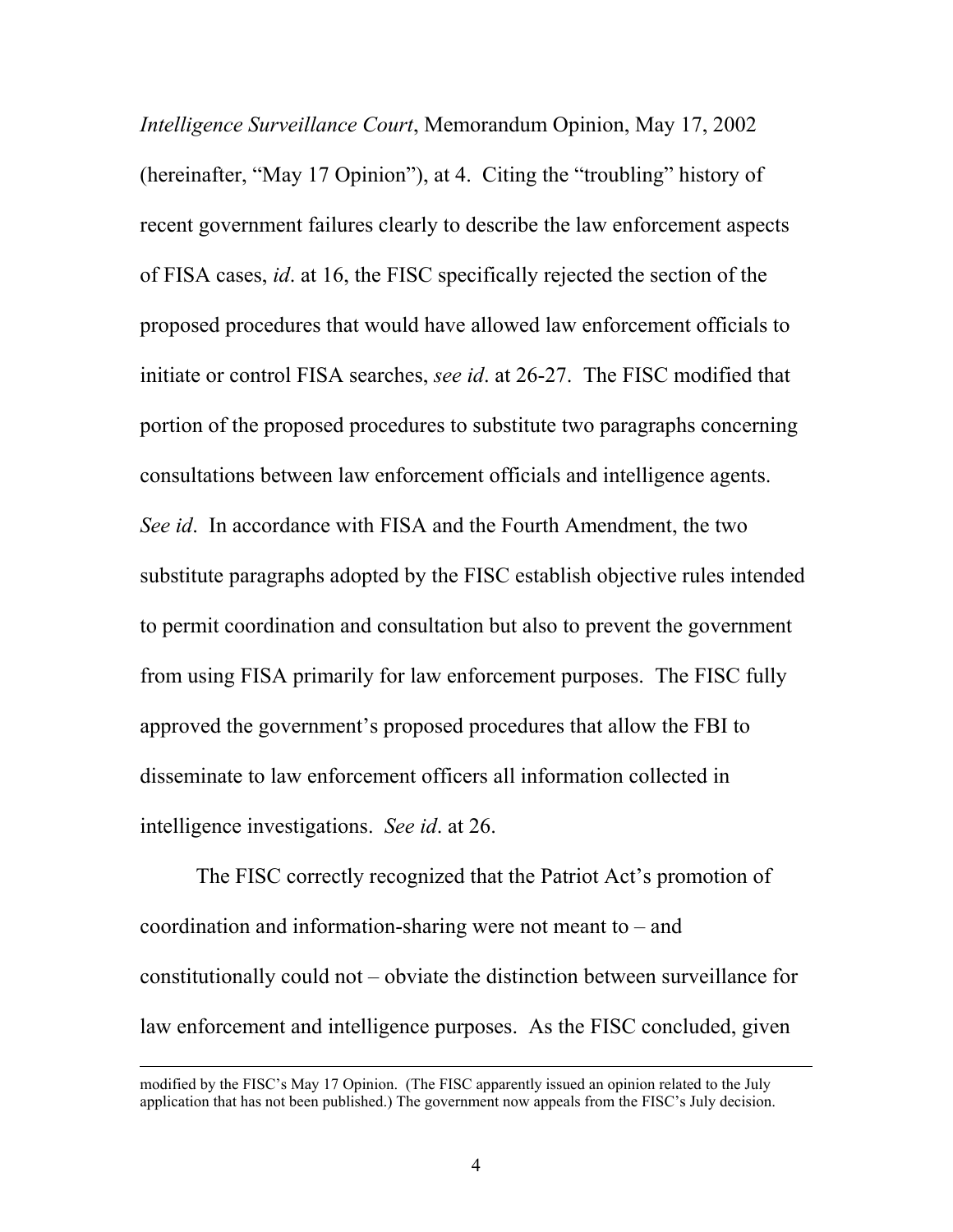*Intelligence Surveillance Court*, Memorandum Opinion, May 17, 2002 (hereinafter, "May 17 Opinion"), at 4. Citing the "troubling" history of recent government failures clearly to describe the law enforcement aspects of FISA cases, *id*. at 16, the FISC specifically rejected the section of the proposed procedures that would have allowed law enforcement officials to initiate or control FISA searches, *see id*. at 26-27. The FISC modified that portion of the proposed procedures to substitute two paragraphs concerning consultations between law enforcement officials and intelligence agents. *See id*. In accordance with FISA and the Fourth Amendment, the two substitute paragraphs adopted by the FISC establish objective rules intended to permit coordination and consultation but also to prevent the government from using FISA primarily for law enforcement purposes. The FISC fully approved the government's proposed procedures that allow the FBI to disseminate to law enforcement officers all information collected in intelligence investigations. *See id*. at 26.

The FISC correctly recognized that the Patriot Act's promotion of coordination and information-sharing were not meant to – and constitutionally could not – obviate the distinction between surveillance for law enforcement and intelligence purposes. As the FISC concluded, given

---

modified by the FISC's May 17 Opinion. (The FISC apparently issued an opinion related to the July application that has not been published.) The government now appeals from the FISC's July decision.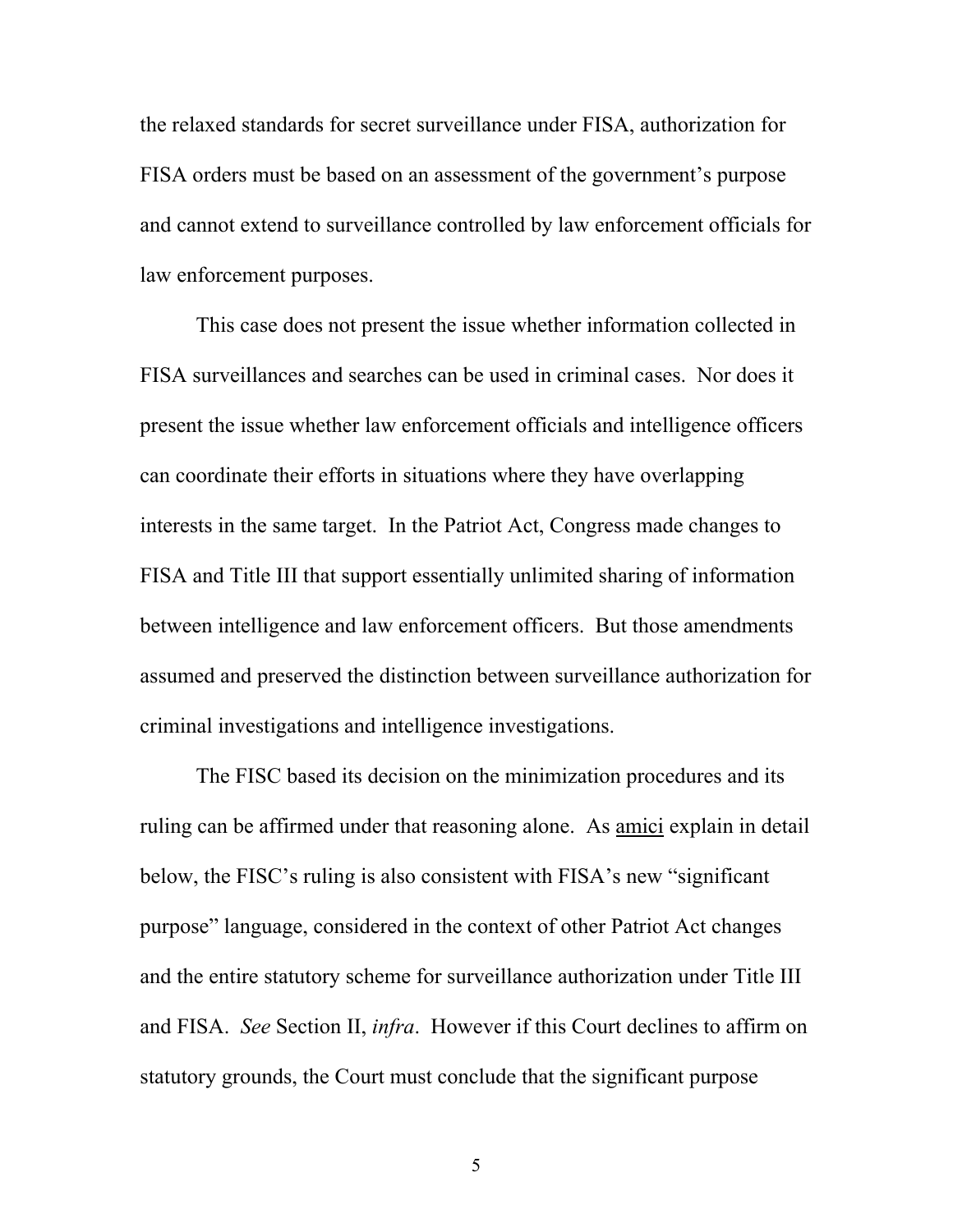the relaxed standards for secret surveillance under FISA, authorization for FISA orders must be based on an assessment of the government's purpose and cannot extend to surveillance controlled by law enforcement officials for law enforcement purposes.

This case does not present the issue whether information collected in FISA surveillances and searches can be used in criminal cases. Nor does it present the issue whether law enforcement officials and intelligence officers can coordinate their efforts in situations where they have overlapping interests in the same target. In the Patriot Act, Congress made changes to FISA and Title III that support essentially unlimited sharing of information between intelligence and law enforcement officers. But those amendments assumed and preserved the distinction between surveillance authorization for criminal investigations and intelligence investigations.

The FISC based its decision on the minimization procedures and its ruling can be affirmed under that reasoning alone. As amici explain in detail below, the FISC's ruling is also consistent with FISA's new "significant purpose" language, considered in the context of other Patriot Act changes and the entire statutory scheme for surveillance authorization under Title III and FISA. *See* Section II, *infra*. However if this Court declines to affirm on statutory grounds, the Court must conclude that the significant purpose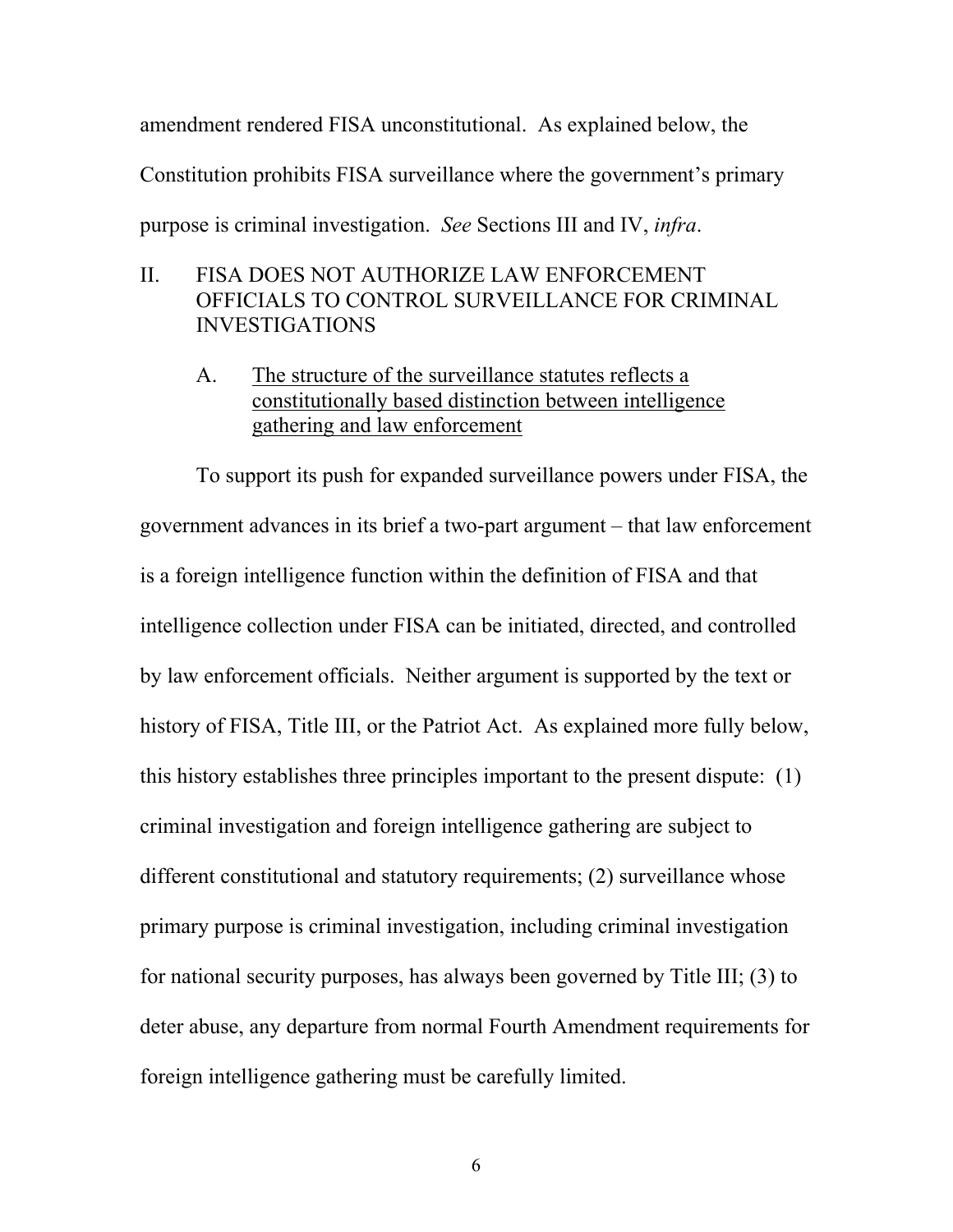amendment rendered FISA unconstitutional. As explained below, the Constitution prohibits FISA surveillance where the government's primary purpose is criminal investigation. *See* Sections III and IV, *infra*.

## II. FISA DOES NOT AUTHORIZE LAW ENFORCEMENT OFFICIALS TO CONTROL SURVEILLANCE FOR CRIMINAL INVESTIGATIONS

### A. The structure of the surveillance statutes reflects a constitutionally based distinction between intelligence gathering and law enforcement

To support its push for expanded surveillance powers under FISA, the government advances in its brief a two-part argument – that law enforcement is a foreign intelligence function within the definition of FISA and that intelligence collection under FISA can be initiated, directed, and controlled by law enforcement officials. Neither argument is supported by the text or history of FISA, Title III, or the Patriot Act. As explained more fully below, this history establishes three principles important to the present dispute: (1) criminal investigation and foreign intelligence gathering are subject to different constitutional and statutory requirements; (2) surveillance whose primary purpose is criminal investigation, including criminal investigation for national security purposes, has always been governed by Title III; (3) to deter abuse, any departure from normal Fourth Amendment requirements for foreign intelligence gathering must be carefully limited.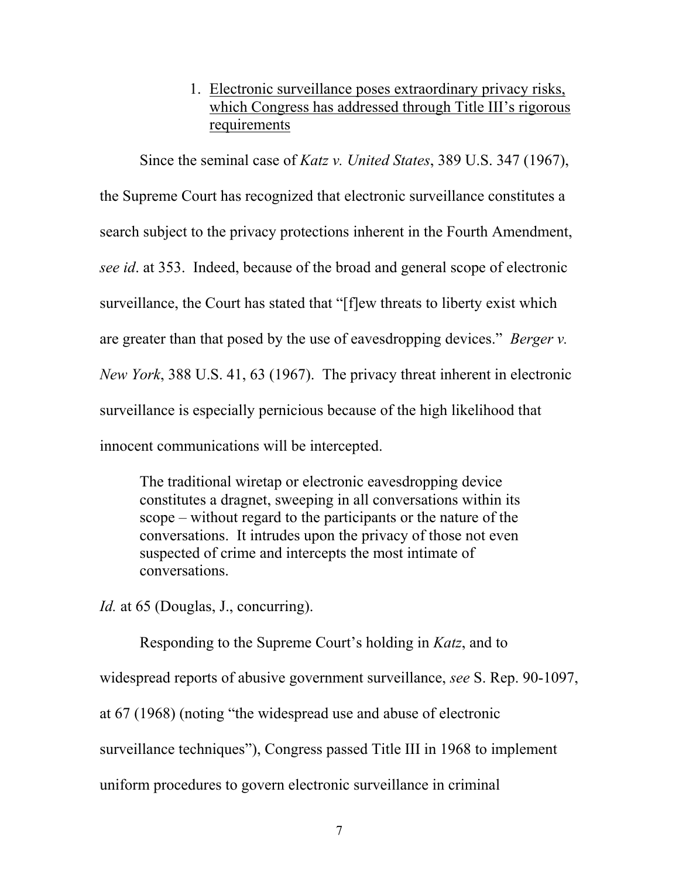1. <u>Electronic surveillance poses extraordinary privacy risks, which Congress has addressed through Title III's rigorous requirements</u>

Since the seminal case of *Katz v. United States*, 389 U.S. 347 (1967), the Supreme Court has recognized that electronic surveillance constitutes a search subject to the privacy protections inherent in the Fourth Amendment, *see id*. at 353. Indeed, because of the broad and general scope of electronic surveillance, the Court has stated that "[f]ew threats to liberty exist which are greater than that posed by the use of eavesdropping devices." *Berger v. New York*, 388 U.S. 41, 63 (1967). The privacy threat inherent in electronic surveillance is especially pernicious because of the high likelihood that innocent communications will be intercepted.

> The traditional wiretap or electronic eavesdropping device constitutes a dragnet, sweeping in all conversations within its scope – without regard to the participants or the nature of the conversations. It intrudes upon the privacy of those not even suspected of crime and intercepts the most intimate of conversations.

*Id.* at 65 (Douglas, J., concurring).

Responding to the Supreme Court's holding in *Katz*, and to widespread reports of abusive government surveillance, *see* S. Rep. 90-1097, at 67 (1968) (noting "the widespread use and abuse of electronic surveillance techniques"), Congress passed Title III in 1968 to implement uniform procedures to govern electronic surveillance in criminal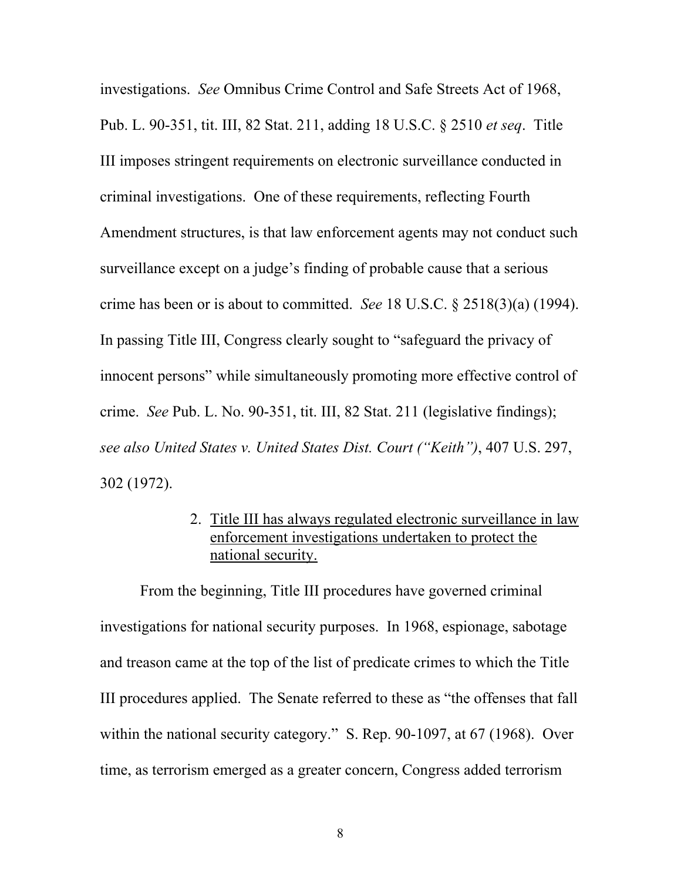investigations. *See* Omnibus Crime Control and Safe Streets Act of 1968, Pub. L. 90-351, tit. III, 82 Stat. 211, adding 18 U.S.C. § 2510 *et seq*. Title III imposes stringent requirements on electronic surveillance conducted in criminal investigations. One of these requirements, reflecting Fourth Amendment structures, is that law enforcement agents may not conduct such surveillance except on a judge's finding of probable cause that a serious crime has been or is about to committed. *See* 18 U.S.C. § 2518(3)(a) (1994). In passing Title III, Congress clearly sought to "safeguard the privacy of innocent persons" while simultaneously promoting more effective control of crime. *See* Pub. L. No. 90-351, tit. III, 82 Stat. 211 (legislative findings); *see also United States v. United States Dist. Court ("Keith")*, 407 U.S. 297, 302 (1972).

2. <u>Title III has always regulated electronic surveillance in law enforcement investigations undertaken to protect the national security.</u>

From the beginning, Title III procedures have governed criminal investigations for national security purposes. In 1968, espionage, sabotage and treason came at the top of the list of predicate crimes to which the Title III procedures applied. The Senate referred to these as "the offenses that fall within the national security category." S. Rep. 90-1097, at 67 (1968). Over time, as terrorism emerged as a greater concern, Congress added terrorism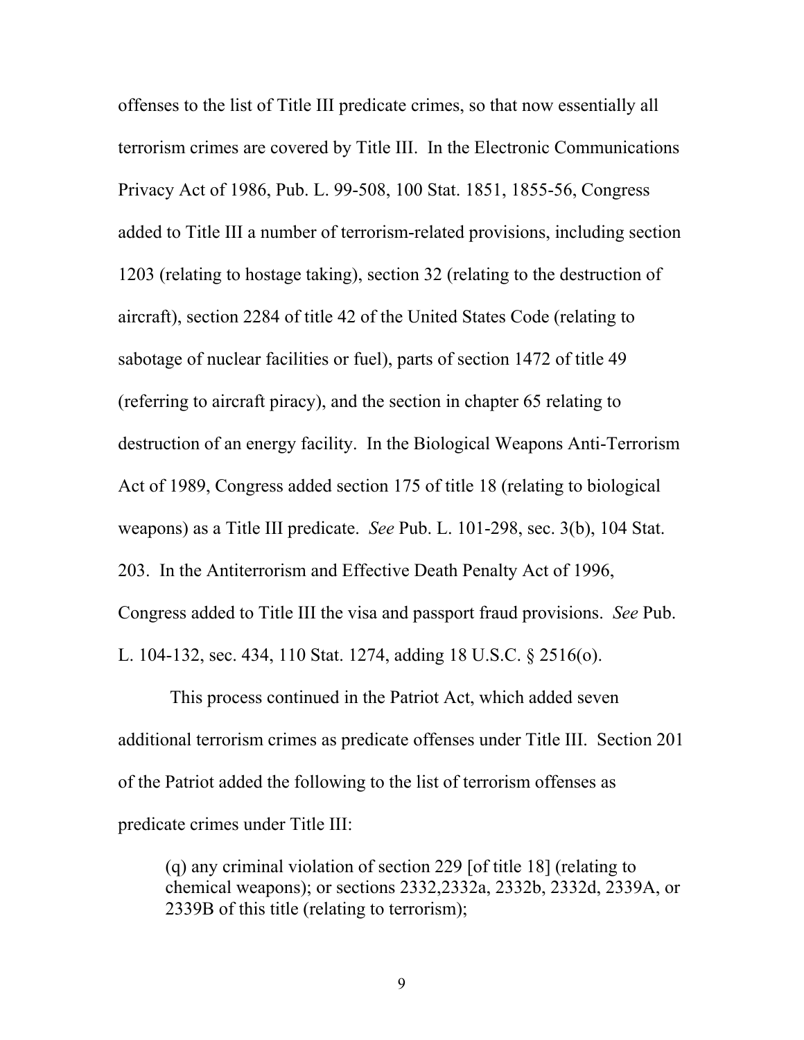offenses to the list of Title III predicate crimes, so that now essentially all terrorism crimes are covered by Title III. In the Electronic Communications Privacy Act of 1986, Pub. L. 99-508, 100 Stat. 1851, 1855-56, Congress added to Title III a number of terrorism-related provisions, including section 1203 (relating to hostage taking), section 32 (relating to the destruction of aircraft), section 2284 of title 42 of the United States Code (relating to sabotage of nuclear facilities or fuel), parts of section 1472 of title 49 (referring to aircraft piracy), and the section in chapter 65 relating to destruction of an energy facility. In the Biological Weapons Anti-Terrorism Act of 1989, Congress added section 175 of title 18 (relating to biological weapons) as a Title III predicate. *See* Pub. L. 101-298, sec. 3(b), 104 Stat. 203. In the Antiterrorism and Effective Death Penalty Act of 1996, Congress added to Title III the visa and passport fraud provisions. *See* Pub. L. 104-132, sec. 434, 110 Stat. 1274, adding 18 U.S.C. § 2516(o).

This process continued in the Patriot Act, which added seven additional terrorism crimes as predicate offenses under Title III. Section 201 of the Patriot added the following to the list of terrorism offenses as predicate crimes under Title III:

> (q) any criminal violation of section 229 [of title 18] (relating to chemical weapons); or sections 2332,2332a, 2332b, 2332d, 2339A, or 2339B of this title (relating to terrorism);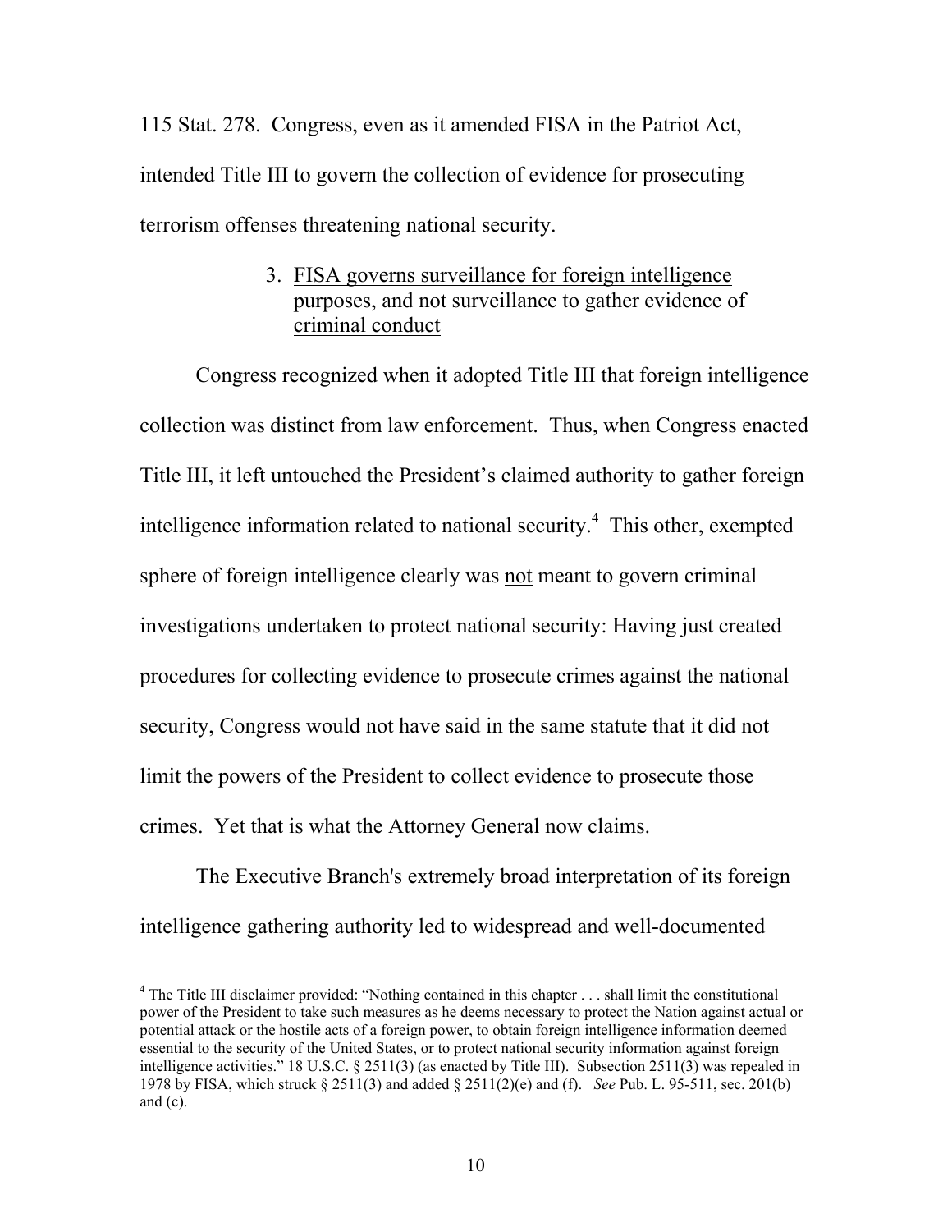115 Stat. 278. Congress, even as it amended FISA in the Patriot Act, intended Title III to govern the collection of evidence for prosecuting terrorism offenses threatening national security.

### 3. <u>FISA governs surveillance for foreign intelligence purposes, and not surveillance to gather evidence of criminal conduct</u>

Congress recognized when it adopted Title III that foreign intelligence collection was distinct from law enforcement. Thus, when Congress enacted Title III, it left untouched the President's claimed authority to gather foreign intelligence information related to national security.[4] This other, exempted sphere of foreign intelligence clearly was <u>not</u> meant to govern criminal investigations undertaken to protect national security: Having just created procedures for collecting evidence to prosecute crimes against the national security, Congress would not have said in the same statute that it did not limit the powers of the President to collect evidence to prosecute those crimes. Yet that is what the Attorney General now claims.

The Executive Branch's extremely broad interpretation of its foreign intelligence gathering authority led to widespread and well-documented

---

[4] The Title III disclaimer provided: "Nothing contained in this chapter . . . shall limit the constitutional power of the President to take such measures as he deems necessary to protect the Nation against actual or potential attack or the hostile acts of a foreign power, to obtain foreign intelligence information deemed essential to the security of the United States, or to protect national security information against foreign intelligence activities." 18 U.S.C. § 2511(3) (as enacted by Title III). Subsection 2511(3) was repealed in 1978 by FISA, which struck § 2511(3) and added § 2511(2)(e) and (f). *See* Pub. L. 95-511, sec. 201(b) and (c).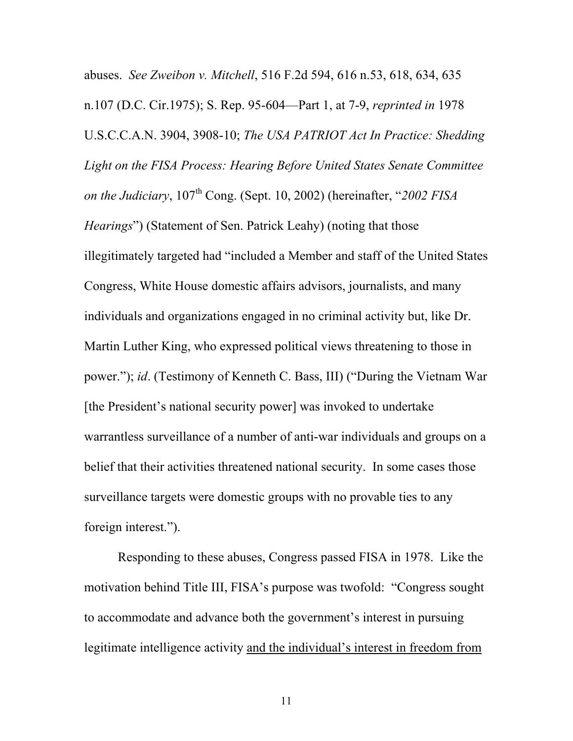abuses. *See Zweibon v. Mitchell*, 516 F.2d 594, 616 n.53, 618, 634, 635 n.107 (D.C. Cir.1975); S. Rep. 95-604—Part 1, at 7-9, *reprinted in* 1978 U.S.C.C.A.N. 3904, 3908-10; *The USA PATRIOT Act In Practice: Shedding Light on the FISA Process: Hearing Before United States Senate Committee on the Judiciary*, 107th Cong. (Sept. 10, 2002) (hereinafter, "*2002 FISA Hearings*") (Statement of Sen. Patrick Leahy) (noting that those illegitimately targeted had "included a Member and staff of the United States Congress, White House domestic affairs advisors, journalists, and many individuals and organizations engaged in no criminal activity but, like Dr. Martin Luther King, who expressed political views threatening to those in power."); *id*. (Testimony of Kenneth C. Bass, III) ("During the Vietnam War [the President's national security power] was invoked to undertake warrantless surveillance of a number of anti-war individuals and groups on a belief that their activities threatened national security. In some cases those surveillance targets were domestic groups with no provable ties to any foreign interest.").

Responding to these abuses, Congress passed FISA in 1978. Like the motivation behind Title III, FISA's purpose was twofold: "Congress sought to accommodate and advance both the government's interest in pursuing legitimate intelligence activity <u>and the individual's interest in freedom from</u>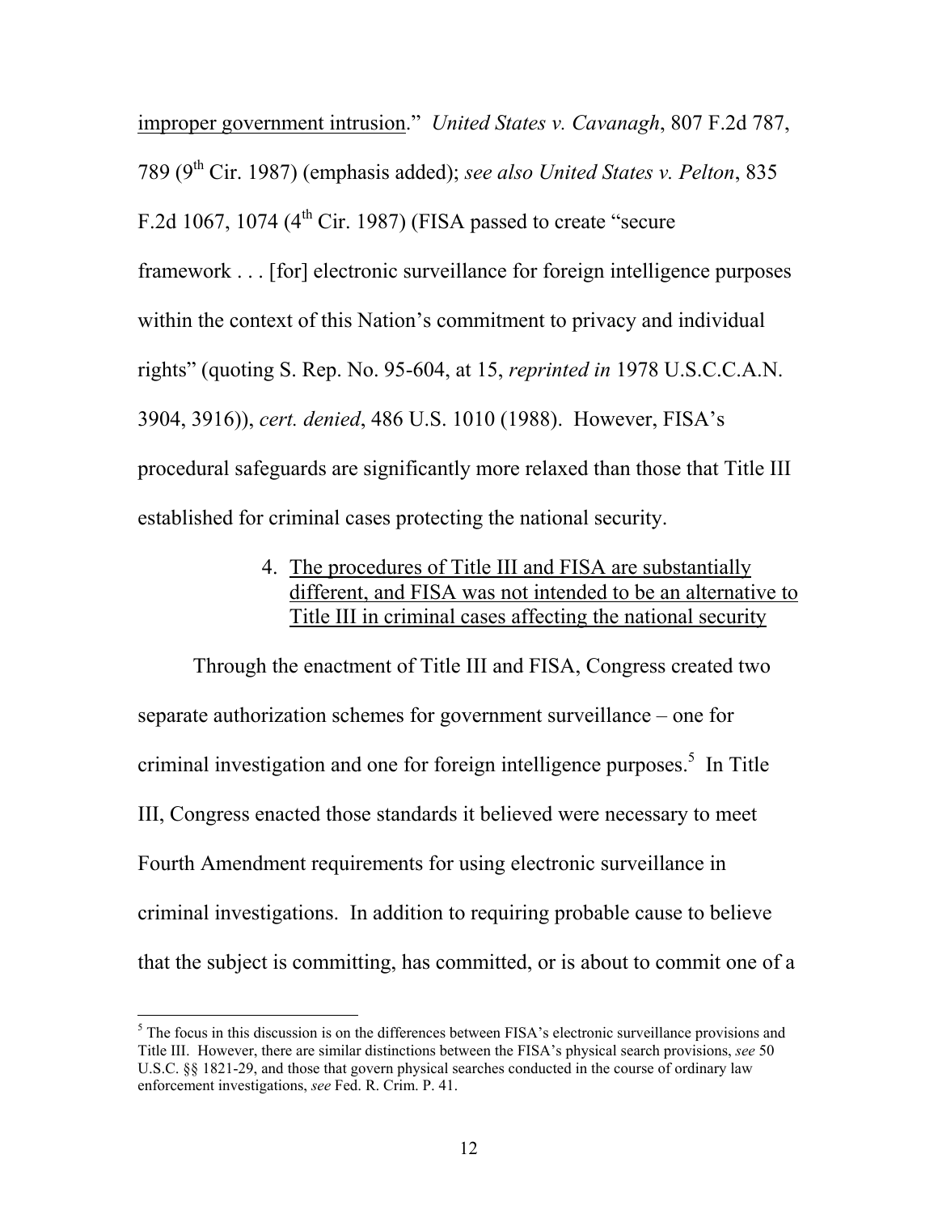improper government intrusion." *United States v. Cavanagh*, 807 F.2d 787, 789 (9th Cir. 1987) (emphasis added); *see also United States v. Pelton*, 835 F.2d 1067, 1074 (4th Cir. 1987) (FISA passed to create "secure framework . . . [for] electronic surveillance for foreign intelligence purposes within the context of this Nation's commitment to privacy and individual rights" (quoting S. Rep. No. 95-604, at 15, *reprinted in* 1978 U.S.C.C.A.N. 3904, 3916)), *cert. denied*, 486 U.S. 1010 (1988). However, FISA's procedural safeguards are significantly more relaxed than those that Title III established for criminal cases protecting the national security.

4. The procedures of Title III and FISA are substantially different, and FISA was not intended to be an alternative to Title III in criminal cases affecting the national security

Through the enactment of Title III and FISA, Congress created two separate authorization schemes for government surveillance – one for criminal investigation and one for foreign intelligence purposes.[5] In Title III, Congress enacted those standards it believed were necessary to meet Fourth Amendment requirements for using electronic surveillance in criminal investigations. In addition to requiring probable cause to believe that the subject is committing, has committed, or is about to commit one of a

[5] The focus in this discussion is on the differences between FISA's electronic surveillance provisions and Title III. However, there are similar distinctions between the FISA's physical search provisions, *see* 50 U.S.C. §§ 1821-29, and those that govern physical searches conducted in the course of ordinary law enforcement investigations, *see* Fed. R. Crim. P. 41.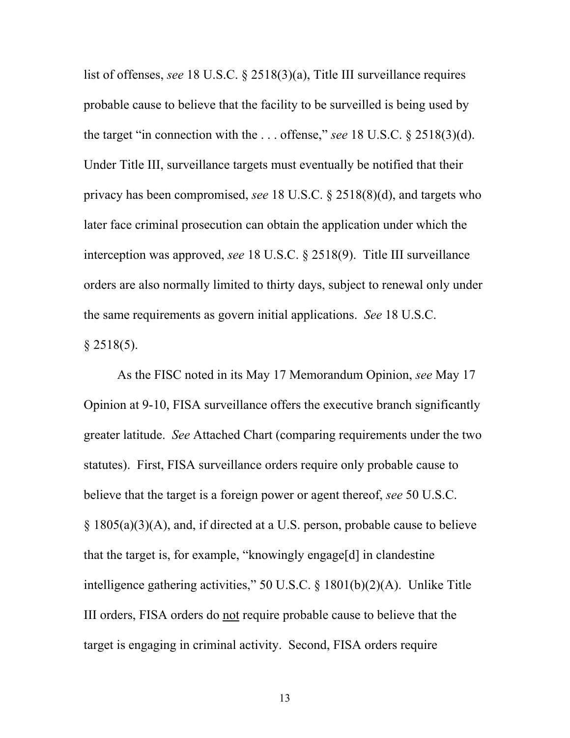list of offenses, *see* 18 U.S.C. § 2518(3)(a), Title III surveillance requires probable cause to believe that the facility to be surveilled is being used by the target "in connection with the . . . offense," *see* 18 U.S.C. § 2518(3)(d). Under Title III, surveillance targets must eventually be notified that their privacy has been compromised, *see* 18 U.S.C. § 2518(8)(d), and targets who later face criminal prosecution can obtain the application under which the interception was approved, *see* 18 U.S.C. § 2518(9). Title III surveillance orders are also normally limited to thirty days, subject to renewal only under the same requirements as govern initial applications. *See* 18 U.S.C. § 2518(5).

As the FISC noted in its May 17 Memorandum Opinion, *see* May 17 Opinion at 9-10, FISA surveillance offers the executive branch significantly greater latitude. *See* Attached Chart (comparing requirements under the two statutes). First, FISA surveillance orders require only probable cause to believe that the target is a foreign power or agent thereof, *see* 50 U.S.C. § 1805(a)(3)(A), and, if directed at a U.S. person, probable cause to believe that the target is, for example, "knowingly engage[d] in clandestine intelligence gathering activities," 50 U.S.C. § 1801(b)(2)(A). Unlike Title III orders, FISA orders do <u>not</u> require probable cause to believe that the target is engaging in criminal activity. Second, FISA orders require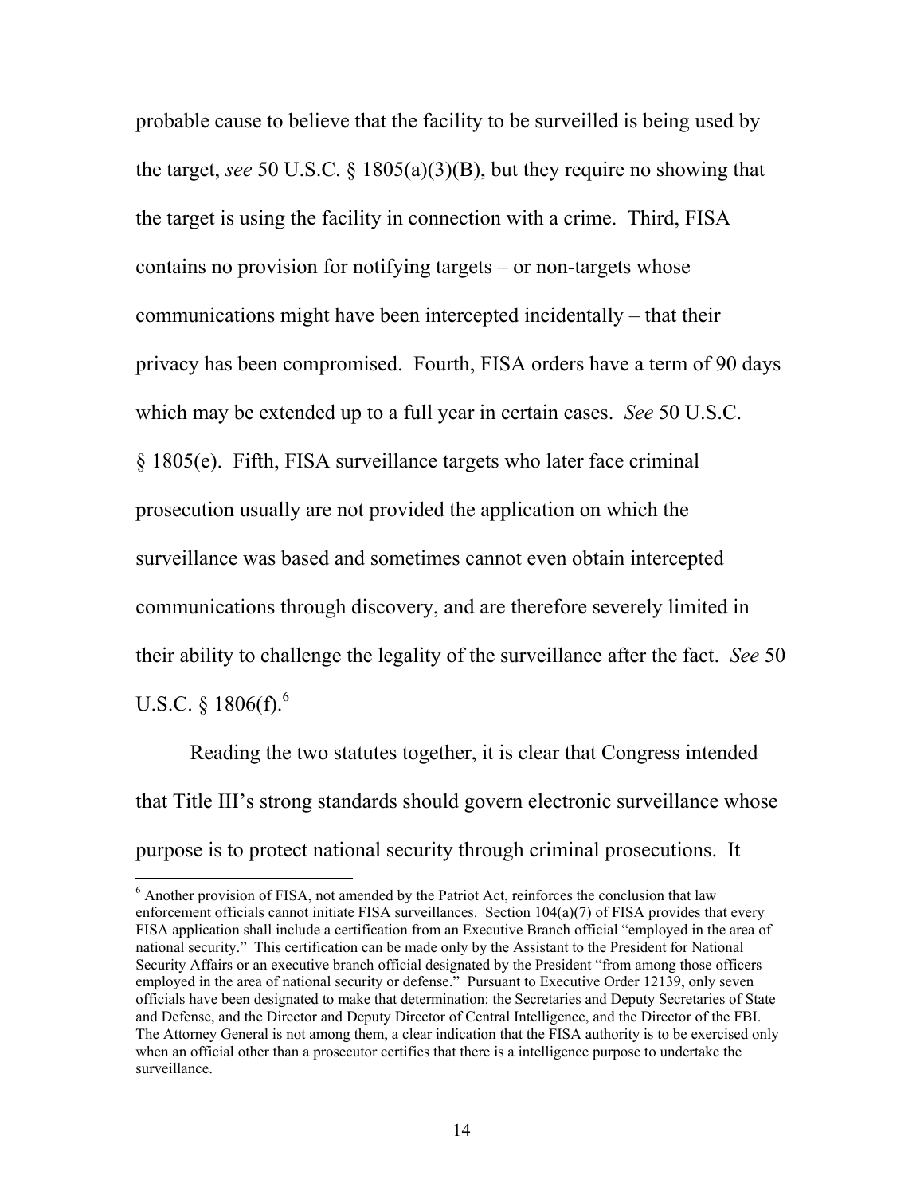probable cause to believe that the facility to be surveilled is being used by the target, *see* 50 U.S.C. § 1805(a)(3)(B), but they require no showing that the target is using the facility in connection with a crime. Third, FISA contains no provision for notifying targets – or non-targets whose communications might have been intercepted incidentally – that their privacy has been compromised. Fourth, FISA orders have a term of 90 days which may be extended up to a full year in certain cases. *See* 50 U.S.C. § 1805(e). Fifth, FISA surveillance targets who later face criminal prosecution usually are not provided the application on which the surveillance was based and sometimes cannot even obtain intercepted communications through discovery, and are therefore severely limited in their ability to challenge the legality of the surveillance after the fact. *See* 50 U.S.C. § 1806(f).[6]

Reading the two statutes together, it is clear that Congress intended that Title III's strong standards should govern electronic surveillance whose purpose is to protect national security through criminal prosecutions. It

---

[6] Another provision of FISA, not amended by the Patriot Act, reinforces the conclusion that law enforcement officials cannot initiate FISA surveillances. Section 104(a)(7) of FISA provides that every FISA application shall include a certification from an Executive Branch official "employed in the area of national security." This certification can be made only by the Assistant to the President for National Security Affairs or an executive branch official designated by the President "from among those officers employed in the area of national security or defense." Pursuant to Executive Order 12139, only seven officials have been designated to make that determination: the Secretaries and Deputy Secretaries of State and Defense, and the Director and Deputy Director of Central Intelligence, and the Director of the FBI. The Attorney General is not among them, a clear indication that the FISA authority is to be exercised only when an official other than a prosecutor certifies that there is a intelligence purpose to undertake the surveillance.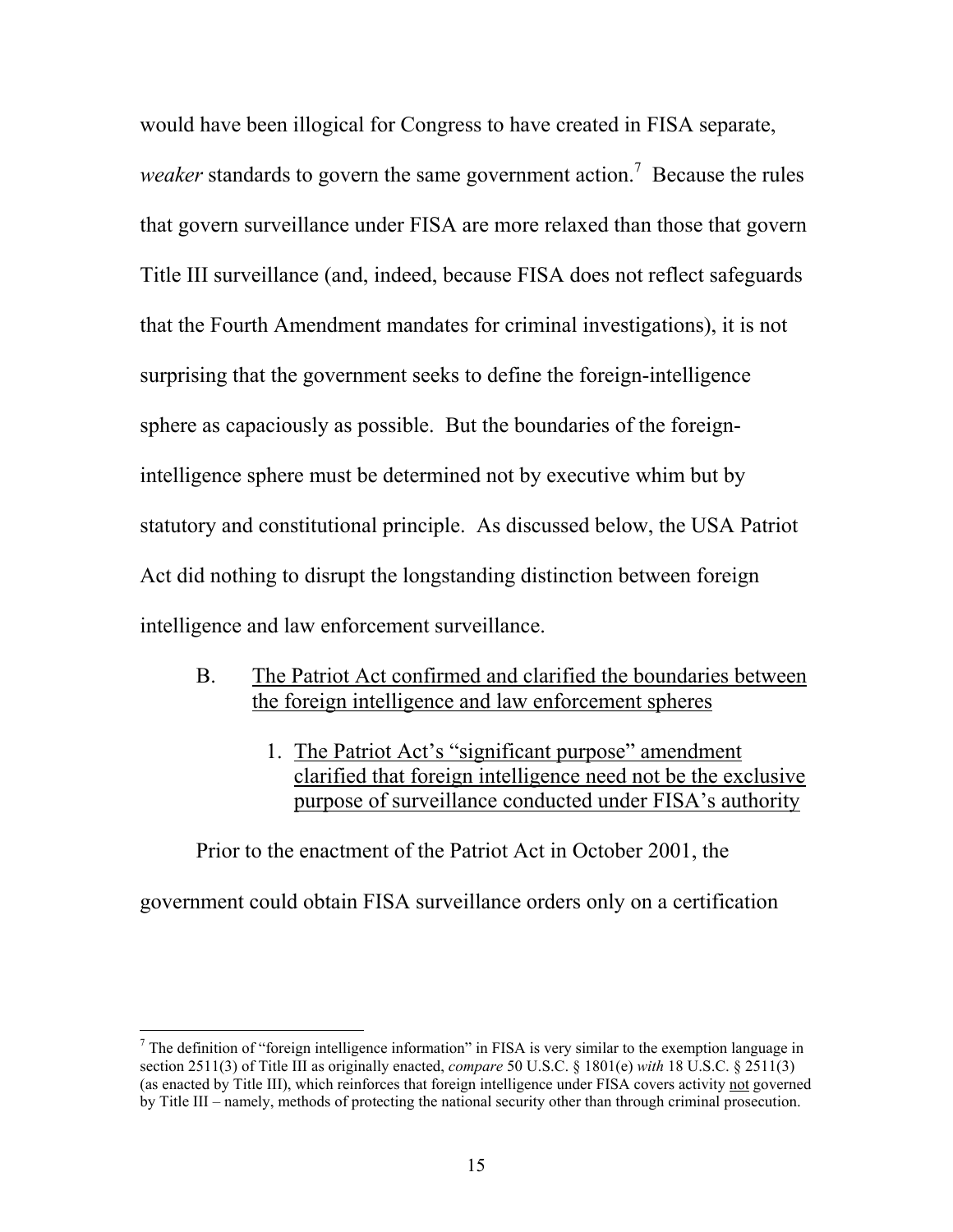would have been illogical for Congress to have created in FISA separate, *weaker* standards to govern the same government action.[7] Because the rules that govern surveillance under FISA are more relaxed than those that govern Title III surveillance (and, indeed, because FISA does not reflect safeguards that the Fourth Amendment mandates for criminal investigations), it is not surprising that the government seeks to define the foreign-intelligence sphere as capaciously as possible. But the boundaries of the foreign-intelligence sphere must be determined not by executive whim but by statutory and constitutional principle. As discussed below, the USA Patriot Act did nothing to disrupt the longstanding distinction between foreign intelligence and law enforcement surveillance.

## B. The Patriot Act confirmed and clarified the boundaries between the foreign intelligence and law enforcement spheres

### 1. The Patriot Act's "significant purpose" amendment clarified that foreign intelligence need not be the exclusive purpose of surveillance conducted under FISA's authority

Prior to the enactment of the Patriot Act in October 2001, the government could obtain FISA surveillance orders only on a certification

---

[7] The definition of "foreign intelligence information" in FISA is very similar to the exemption language in section 2511(3) of Title III as originally enacted, *compare* 50 U.S.C. § 1801(e) *with* 18 U.S.C. § 2511(3) (as enacted by Title III), which reinforces that foreign intelligence under FISA covers activity not governed by Title III – namely, methods of protecting the national security other than through criminal prosecution.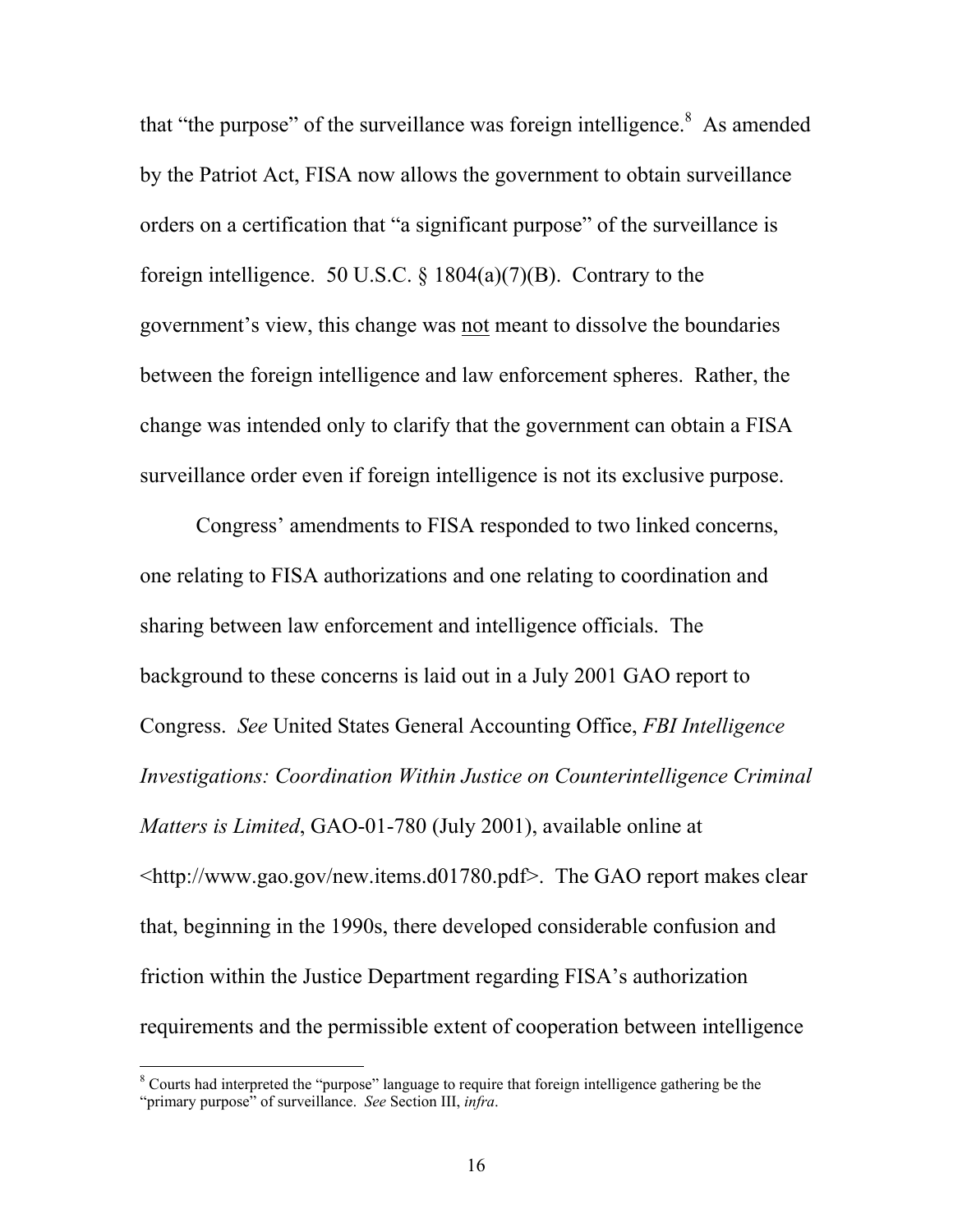that "the purpose" of the surveillance was foreign intelligence.[8] As amended by the Patriot Act, FISA now allows the government to obtain surveillance orders on a certification that "a significant purpose" of the surveillance is foreign intelligence. 50 U.S.C. § 1804(a)(7)(B). Contrary to the government's view, this change was <u>not</u> meant to dissolve the boundaries between the foreign intelligence and law enforcement spheres. Rather, the change was intended only to clarify that the government can obtain a FISA surveillance order even if foreign intelligence is not its exclusive purpose.

Congress' amendments to FISA responded to two linked concerns, one relating to FISA authorizations and one relating to coordination and sharing between law enforcement and intelligence officials. The background to these concerns is laid out in a July 2001 GAO report to Congress. *See* United States General Accounting Office, *FBI Intelligence Investigations: Coordination Within Justice on Counterintelligence Criminal Matters is Limited*, GAO-01-780 (July 2001), available online at <http://www.gao.gov/new.items.d01780.pdf>. The GAO report makes clear that, beginning in the 1990s, there developed considerable confusion and friction within the Justice Department regarding FISA's authorization requirements and the permissible extent of cooperation between intelligence

[8] Courts had interpreted the "purpose" language to require that foreign intelligence gathering be the "primary purpose" of surveillance. *See* Section III, *infra*.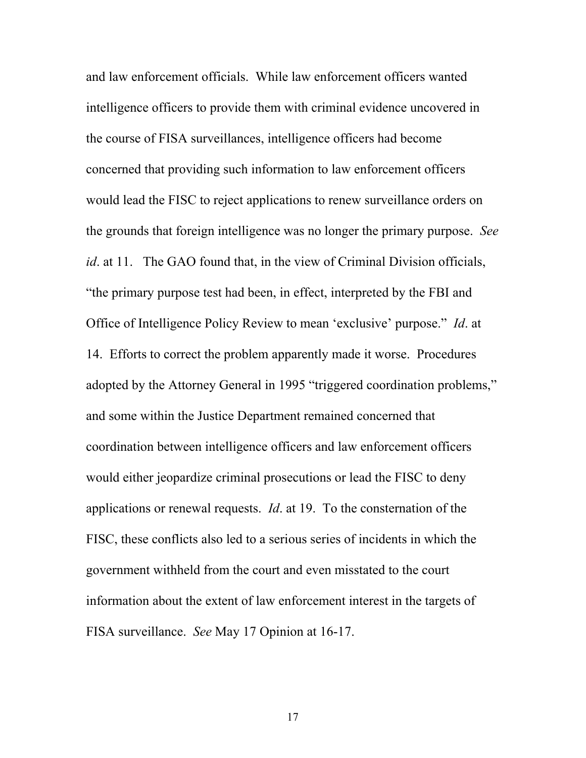and law enforcement officials. While law enforcement officers wanted intelligence officers to provide them with criminal evidence uncovered in the course of FISA surveillances, intelligence officers had become concerned that providing such information to law enforcement officers would lead the FISC to reject applications to renew surveillance orders on the grounds that foreign intelligence was no longer the primary purpose. *See id*. at 11. The GAO found that, in the view of Criminal Division officials, "the primary purpose test had been, in effect, interpreted by the FBI and Office of Intelligence Policy Review to mean 'exclusive' purpose." *Id*. at 14. Efforts to correct the problem apparently made it worse. Procedures adopted by the Attorney General in 1995 "triggered coordination problems," and some within the Justice Department remained concerned that coordination between intelligence officers and law enforcement officers would either jeopardize criminal prosecutions or lead the FISC to deny applications or renewal requests. *Id*. at 19. To the consternation of the FISC, these conflicts also led to a serious series of incidents in which the government withheld from the court and even misstated to the court information about the extent of law enforcement interest in the targets of FISA surveillance. *See* May 17 Opinion at 16-17.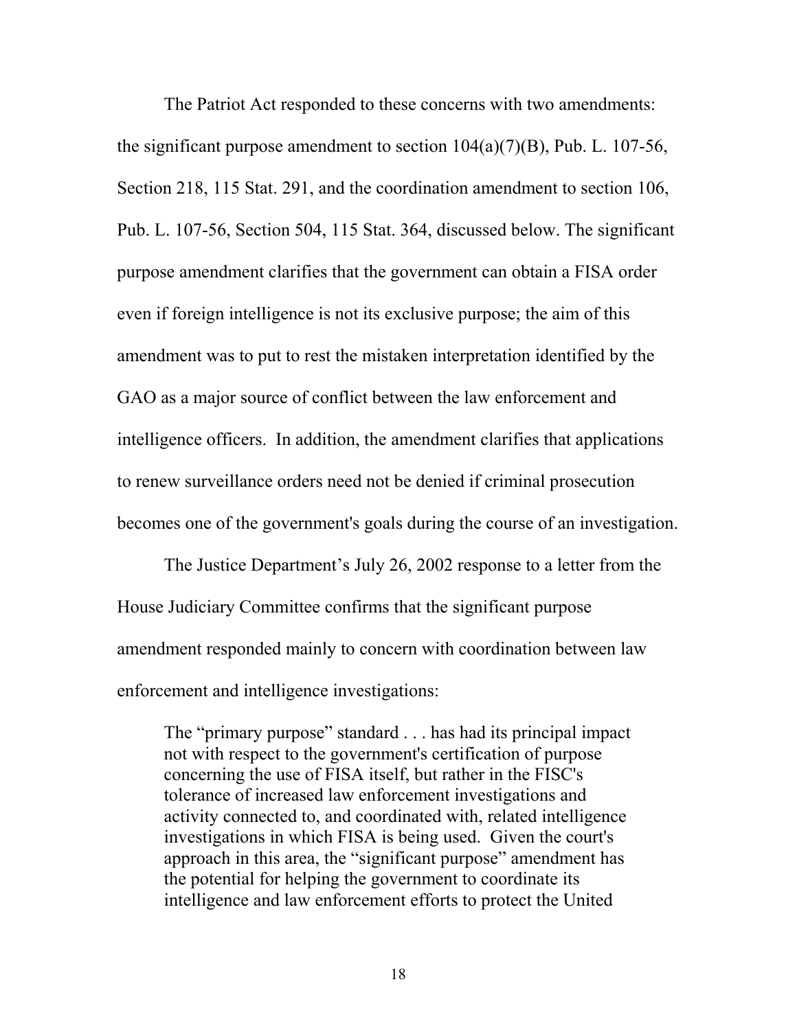The Patriot Act responded to these concerns with two amendments: the significant purpose amendment to section 104(a)(7)(B), Pub. L. 107-56, Section 218, 115 Stat. 291, and the coordination amendment to section 106, Pub. L. 107-56, Section 504, 115 Stat. 364, discussed below. The significant purpose amendment clarifies that the government can obtain a FISA order even if foreign intelligence is not its exclusive purpose; the aim of this amendment was to put to rest the mistaken interpretation identified by the GAO as a major source of conflict between the law enforcement and intelligence officers. In addition, the amendment clarifies that applications to renew surveillance orders need not be denied if criminal prosecution becomes one of the government's goals during the course of an investigation.

The Justice Department's July 26, 2002 response to a letter from the House Judiciary Committee confirms that the significant purpose amendment responded mainly to concern with coordination between law enforcement and intelligence investigations:

> The "primary purpose" standard . . . has had its principal impact not with respect to the government's certification of purpose concerning the use of FISA itself, but rather in the FISC's tolerance of increased law enforcement investigations and activity connected to, and coordinated with, related intelligence investigations in which FISA is being used. Given the court's approach in this area, the "significant purpose" amendment has the potential for helping the government to coordinate its intelligence and law enforcement efforts to protect the United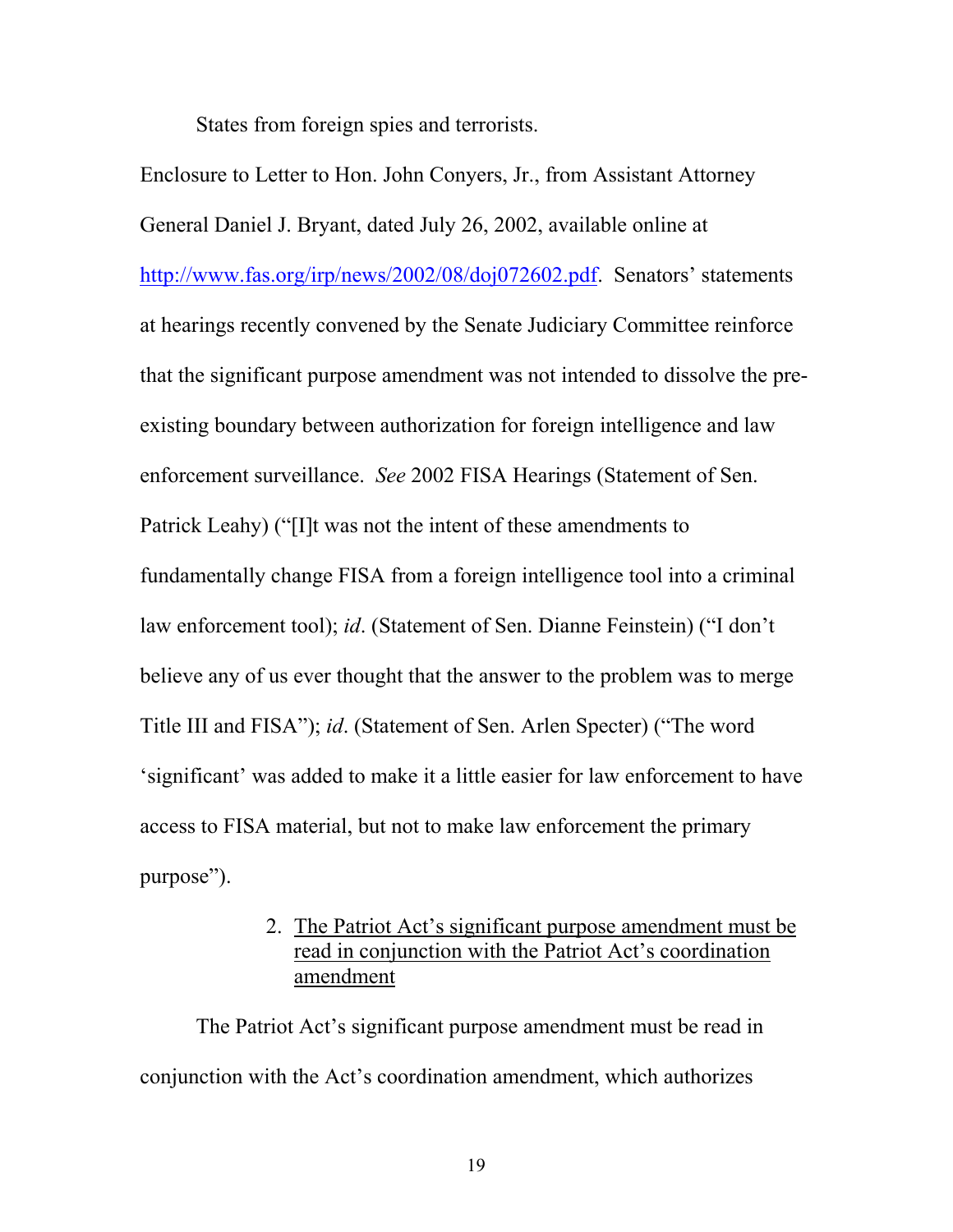States from foreign spies and terrorists.

Enclosure to Letter to Hon. John Conyers, Jr., from Assistant Attorney General Daniel J. Bryant, dated July 26, 2002, available online at http://www.fas.org/irp/news/2002/08/doj072602.pdf. Senators' statements at hearings recently convened by the Senate Judiciary Committee reinforce that the significant purpose amendment was not intended to dissolve the pre-existing boundary between authorization for foreign intelligence and law enforcement surveillance. *See* 2002 FISA Hearings (Statement of Sen. Patrick Leahy) ("[I]t was not the intent of these amendments to fundamentally change FISA from a foreign intelligence tool into a criminal law enforcement tool); *id*. (Statement of Sen. Dianne Feinstein) ("I don't believe any of us ever thought that the answer to the problem was to merge Title III and FISA"); *id*. (Statement of Sen. Arlen Specter) ("The word 'significant' was added to make it a little easier for law enforcement to have access to FISA material, but not to make law enforcement the primary purpose").

2. <u>The Patriot Act's significant purpose amendment must be read in conjunction with the Patriot Act's coordination amendment</u>

The Patriot Act's significant purpose amendment must be read in conjunction with the Act's coordination amendment, which authorizes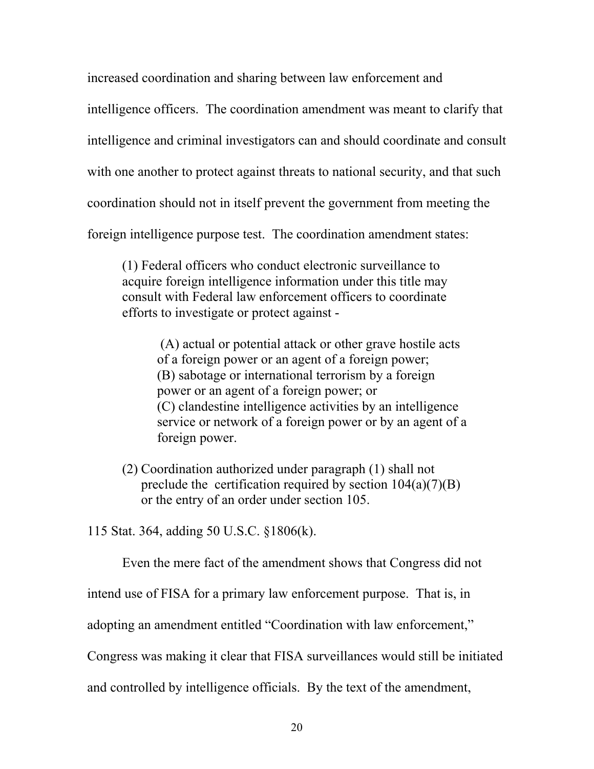increased coordination and sharing between law enforcement and intelligence officers. The coordination amendment was meant to clarify that intelligence and criminal investigators can and should coordinate and consult with one another to protect against threats to national security, and that such coordination should not in itself prevent the government from meeting the foreign intelligence purpose test. The coordination amendment states:

> (1) Federal officers who conduct electronic surveillance to acquire foreign intelligence information under this title may consult with Federal law enforcement officers to coordinate efforts to investigate or protect against -
>
> > (A) actual or potential attack or other grave hostile acts of a foreign power or an agent of a foreign power;
> > (B) sabotage or international terrorism by a foreign power or an agent of a foreign power; or
> > (C) clandestine intelligence activities by an intelligence service or network of a foreign power or by an agent of a foreign power.
>
> (2) Coordination authorized under paragraph (1) shall not preclude the certification required by section 104(a)(7)(B) or the entry of an order under section 105.

115 Stat. 364, adding 50 U.S.C. §1806(k).

Even the mere fact of the amendment shows that Congress did not intend use of FISA for a primary law enforcement purpose. That is, in adopting an amendment entitled "Coordination with law enforcement," Congress was making it clear that FISA surveillances would still be initiated and controlled by intelligence officials. By the text of the amendment,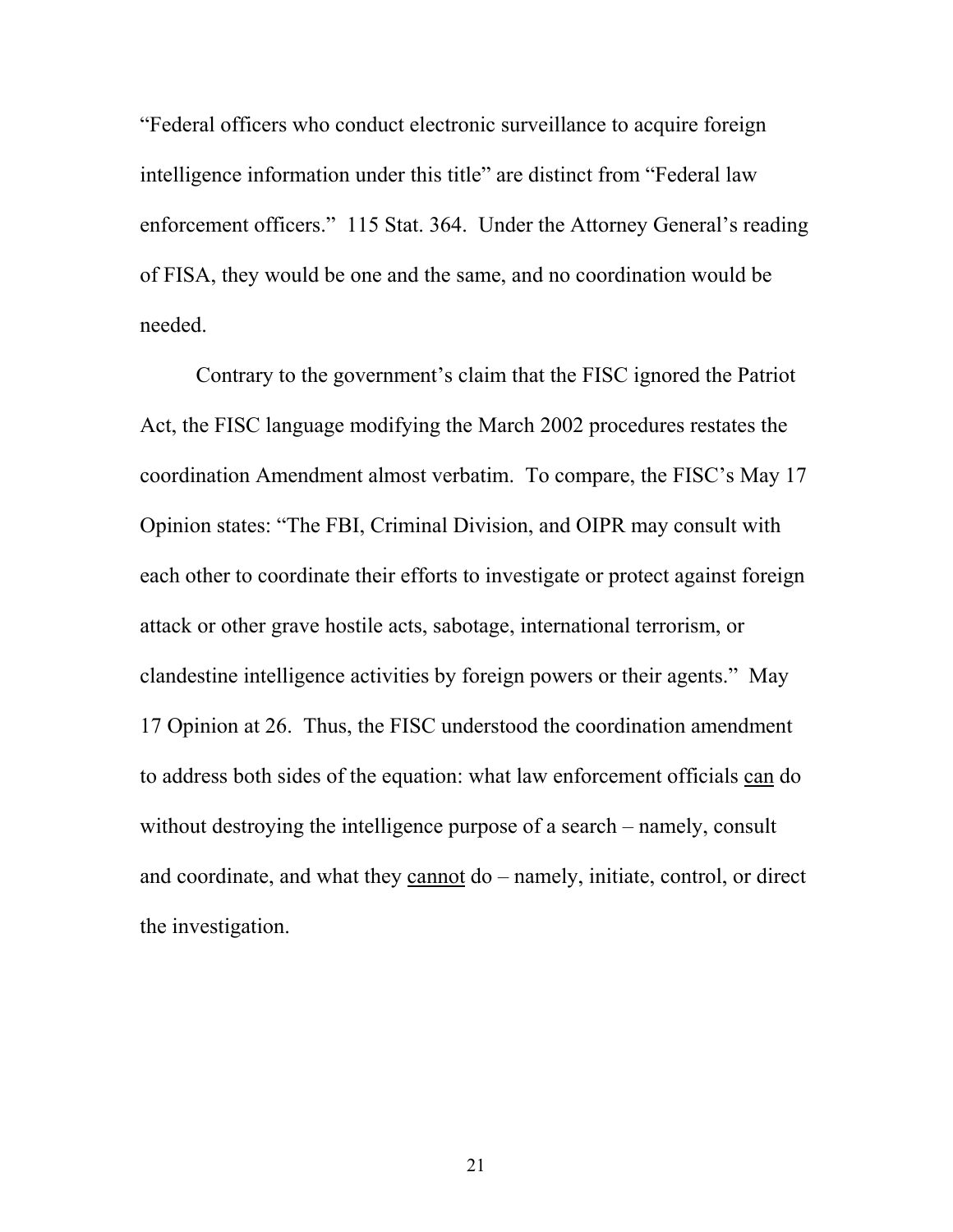"Federal officers who conduct electronic surveillance to acquire foreign intelligence information under this title" are distinct from "Federal law enforcement officers." 115 Stat. 364. Under the Attorney General's reading of FISA, they would be one and the same, and no coordination would be needed.

Contrary to the government's claim that the FISC ignored the Patriot Act, the FISC language modifying the March 2002 procedures restates the coordination Amendment almost verbatim. To compare, the FISC's May 17 Opinion states: "The FBI, Criminal Division, and OIPR may consult with each other to coordinate their efforts to investigate or protect against foreign attack or other grave hostile acts, sabotage, international terrorism, or clandestine intelligence activities by foreign powers or their agents." May 17 Opinion at 26. Thus, the FISC understood the coordination amendment to address both sides of the equation: what law enforcement officials <u>can</u> do without destroying the intelligence purpose of a search – namely, consult and coordinate, and what they <u>cannot</u> do – namely, initiate, control, or direct the investigation.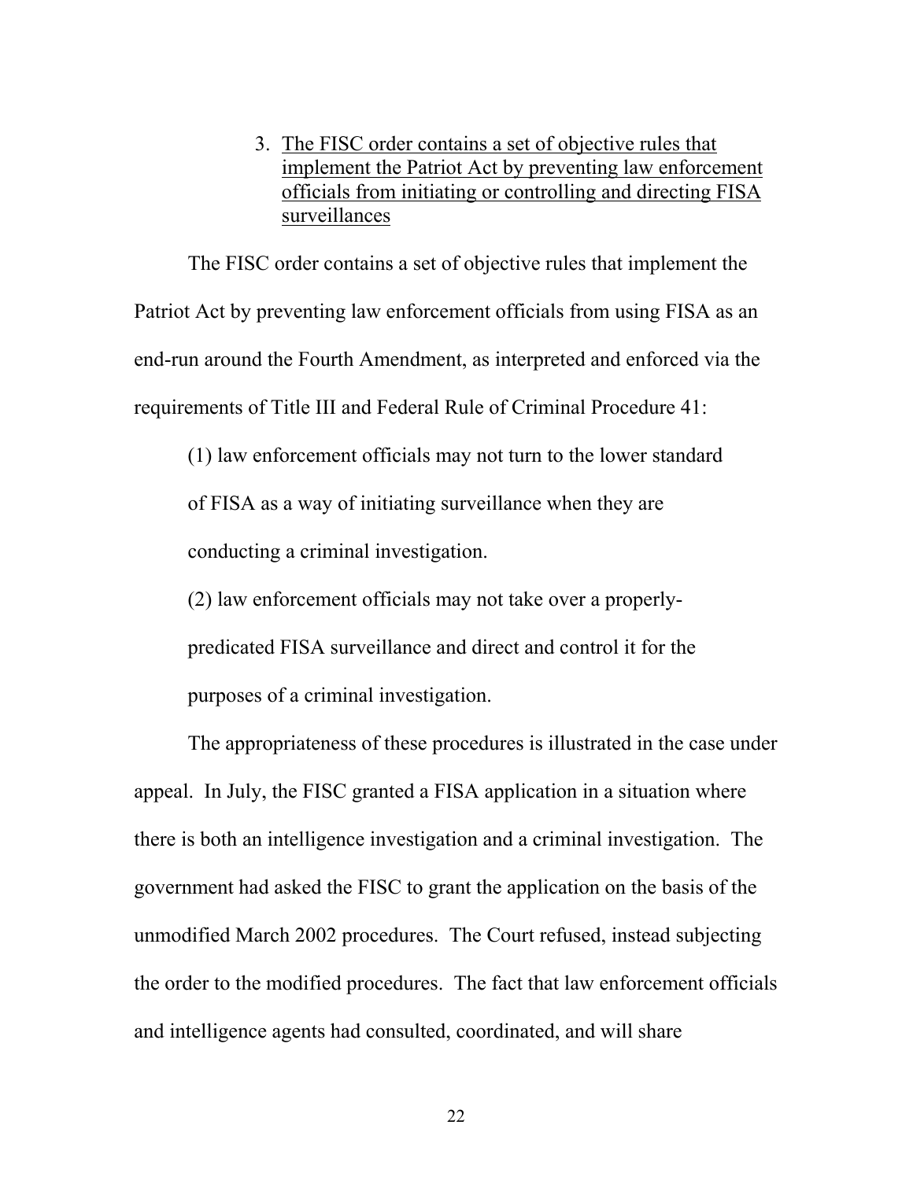3. <u>The FISC order contains a set of objective rules that implement the Patriot Act by preventing law enforcement officials from initiating or controlling and directing FISA surveillances</u>

The FISC order contains a set of objective rules that implement the Patriot Act by preventing law enforcement officials from using FISA as an end-run around the Fourth Amendment, as interpreted and enforced via the requirements of Title III and Federal Rule of Criminal Procedure 41:

(1) law enforcement officials may not turn to the lower standard of FISA as a way of initiating surveillance when they are conducting a criminal investigation.

(2) law enforcement officials may not take over a properly-predicated FISA surveillance and direct and control it for the purposes of a criminal investigation.

The appropriateness of these procedures is illustrated in the case under appeal. In July, the FISC granted a FISA application in a situation where there is both an intelligence investigation and a criminal investigation. The government had asked the FISC to grant the application on the basis of the unmodified March 2002 procedures. The Court refused, instead subjecting the order to the modified procedures. The fact that law enforcement officials and intelligence agents had consulted, coordinated, and will share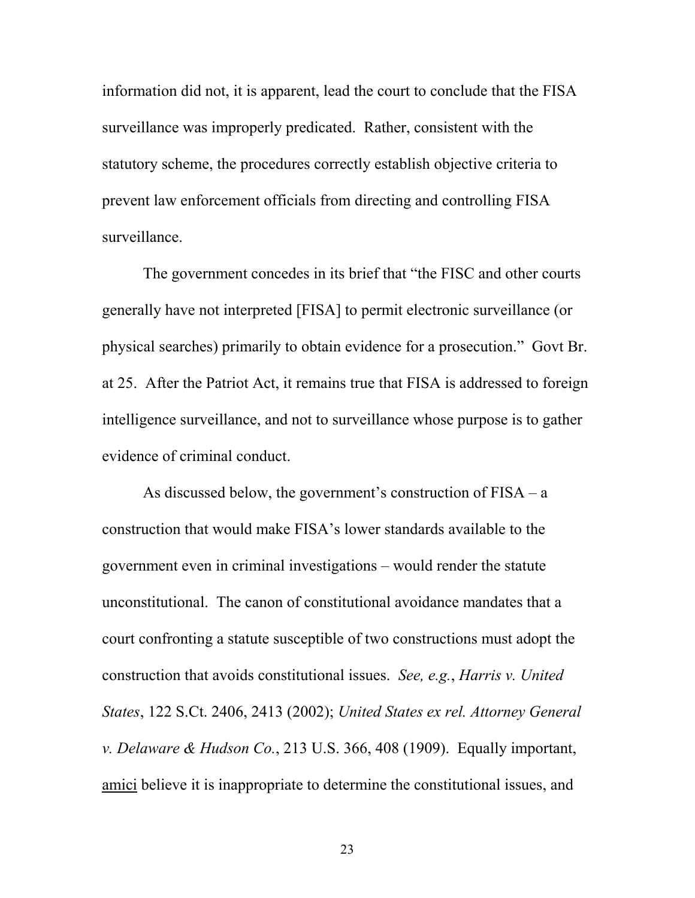information did not, it is apparent, lead the court to conclude that the FISA surveillance was improperly predicated. Rather, consistent with the statutory scheme, the procedures correctly establish objective criteria to prevent law enforcement officials from directing and controlling FISA surveillance.

The government concedes in its brief that "the FISC and other courts generally have not interpreted [FISA] to permit electronic surveillance (or physical searches) primarily to obtain evidence for a prosecution." Govt Br. at 25. After the Patriot Act, it remains true that FISA is addressed to foreign intelligence surveillance, and not to surveillance whose purpose is to gather evidence of criminal conduct.

As discussed below, the government's construction of FISA – a construction that would make FISA's lower standards available to the government even in criminal investigations – would render the statute unconstitutional. The canon of constitutional avoidance mandates that a court confronting a statute susceptible of two constructions must adopt the construction that avoids constitutional issues. *See, e.g.*, *Harris v. United States*, 122 S.Ct. 2406, 2413 (2002); *United States ex rel. Attorney General v. Delaware & Hudson Co.*, 213 U.S. 366, 408 (1909). Equally important, amici believe it is inappropriate to determine the constitutional issues, and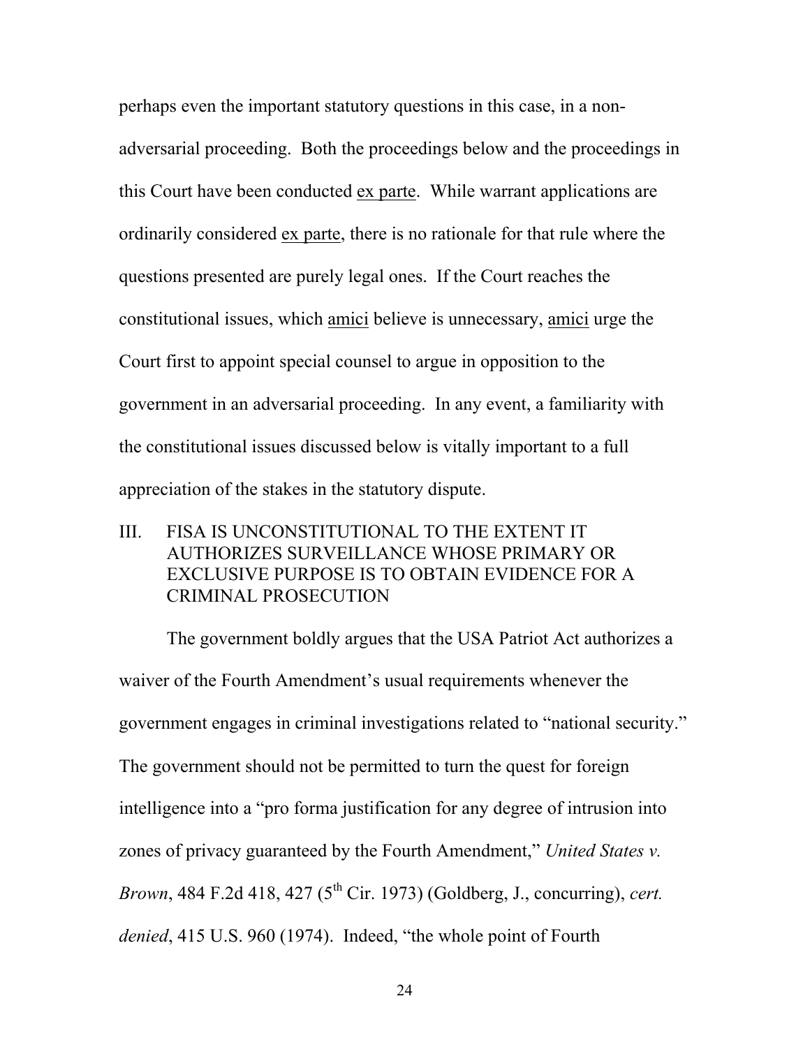perhaps even the important statutory questions in this case, in a non-adversarial proceeding. Both the proceedings below and the proceedings in this Court have been conducted ex parte. While warrant applications are ordinarily considered ex parte, there is no rationale for that rule where the questions presented are purely legal ones. If the Court reaches the constitutional issues, which amici believe is unnecessary, amici urge the Court first to appoint special counsel to argue in opposition to the government in an adversarial proceeding. In any event, a familiarity with the constitutional issues discussed below is vitally important to a full appreciation of the stakes in the statutory dispute.

## III. FISA IS UNCONSTITUTIONAL TO THE EXTENT IT AUTHORIZES SURVEILLANCE WHOSE PRIMARY OR EXCLUSIVE PURPOSE IS TO OBTAIN EVIDENCE FOR A CRIMINAL PROSECUTION

The government boldly argues that the USA Patriot Act authorizes a waiver of the Fourth Amendment's usual requirements whenever the government engages in criminal investigations related to "national security." The government should not be permitted to turn the quest for foreign intelligence into a "pro forma justification for any degree of intrusion into zones of privacy guaranteed by the Fourth Amendment," *United States v. Brown*, 484 F.2d 418, 427 (5th Cir. 1973) (Goldberg, J., concurring), *cert. denied*, 415 U.S. 960 (1974). Indeed, "the whole point of Fourth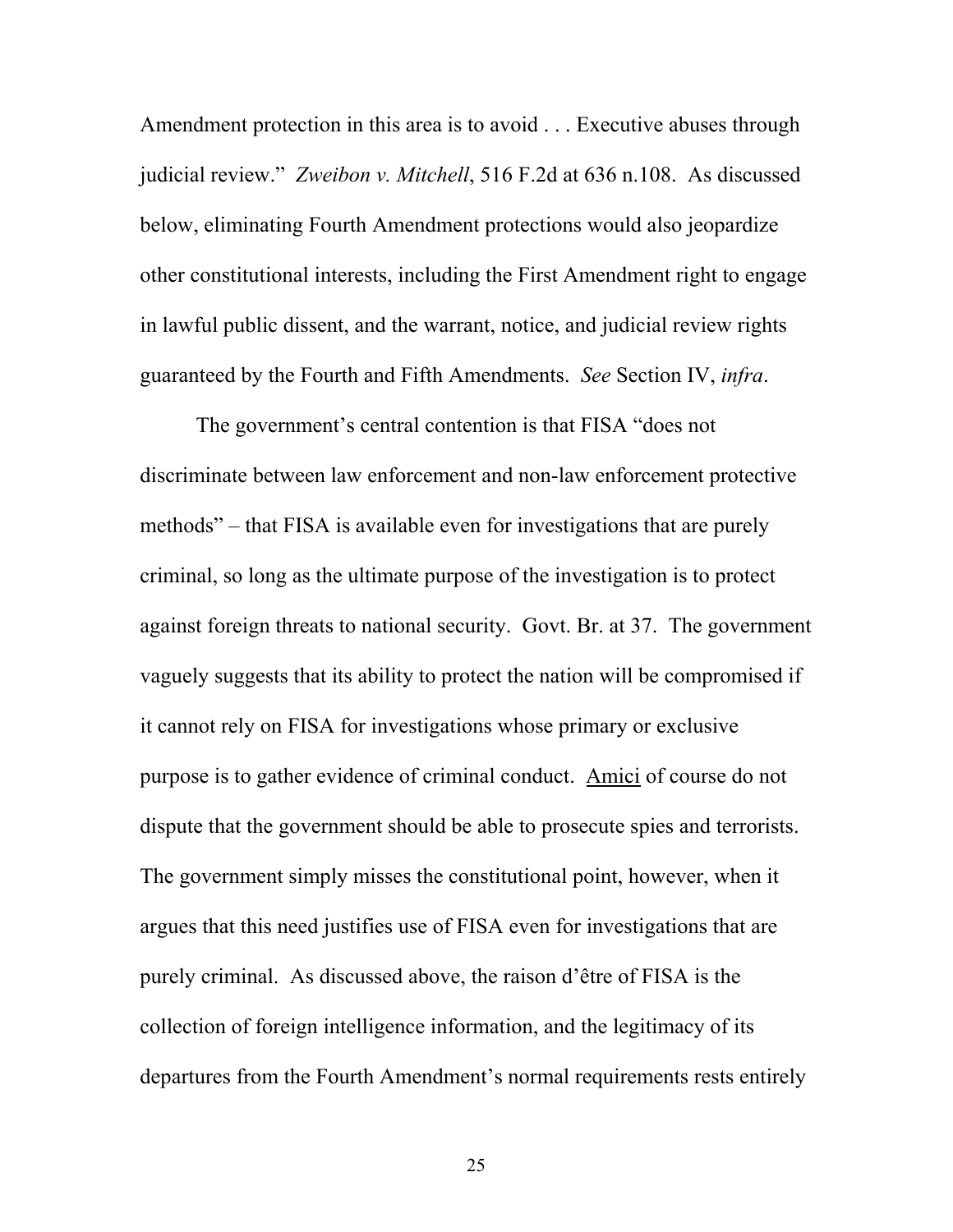Amendment protection in this area is to avoid . . . Executive abuses through judicial review." *Zweibon v. Mitchell*, 516 F.2d at 636 n.108. As discussed below, eliminating Fourth Amendment protections would also jeopardize other constitutional interests, including the First Amendment right to engage in lawful public dissent, and the warrant, notice, and judicial review rights guaranteed by the Fourth and Fifth Amendments. *See* Section IV, *infra*.

The government's central contention is that FISA "does not discriminate between law enforcement and non-law enforcement protective methods" – that FISA is available even for investigations that are purely criminal, so long as the ultimate purpose of the investigation is to protect against foreign threats to national security. Govt. Br. at 37. The government vaguely suggests that its ability to protect the nation will be compromised if it cannot rely on FISA for investigations whose primary or exclusive purpose is to gather evidence of criminal conduct. Amici of course do not dispute that the government should be able to prosecute spies and terrorists. The government simply misses the constitutional point, however, when it argues that this need justifies use of FISA even for investigations that are purely criminal. As discussed above, the raison d'être of FISA is the collection of foreign intelligence information, and the legitimacy of its departures from the Fourth Amendment's normal requirements rests entirely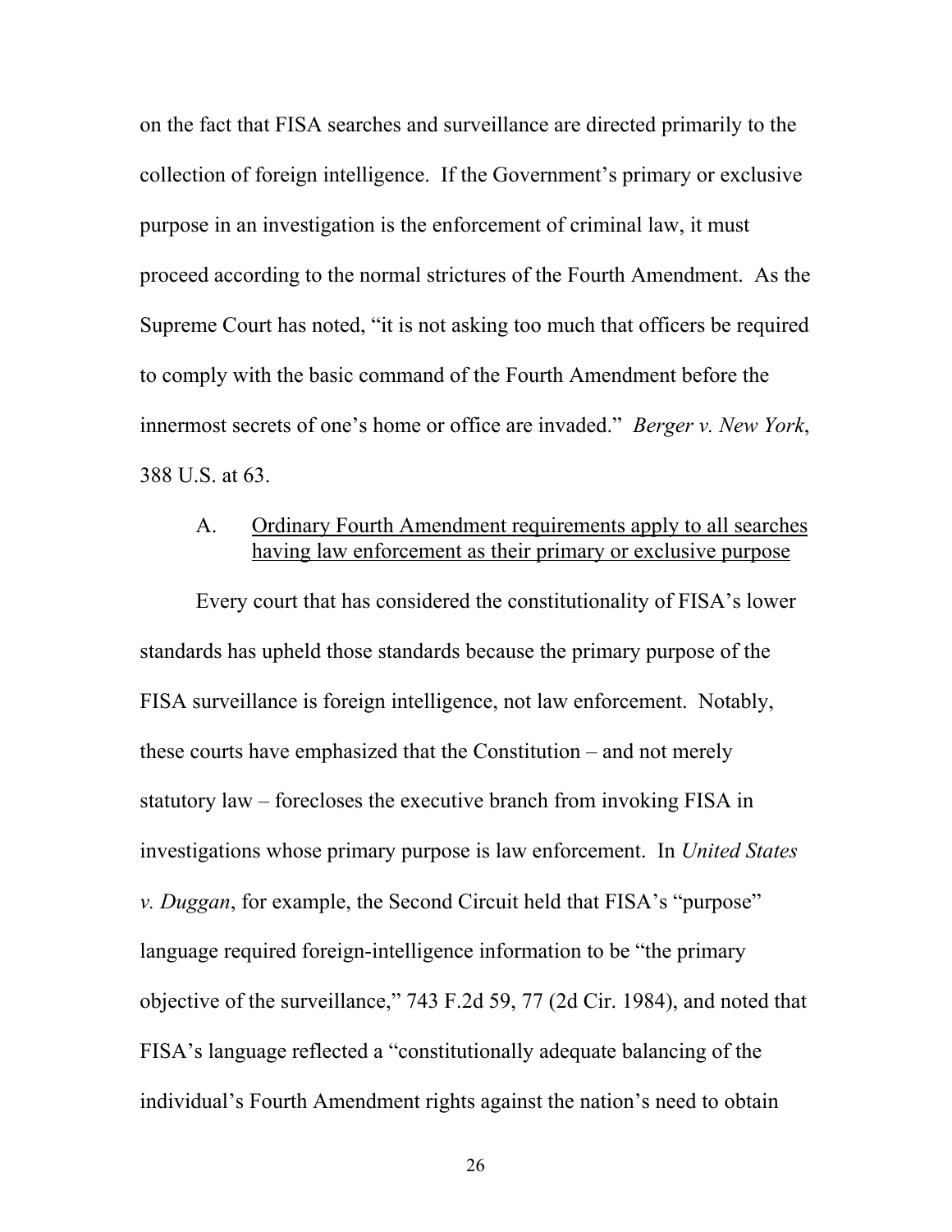on the fact that FISA searches and surveillance are directed primarily to the collection of foreign intelligence. If the Government's primary or exclusive purpose in an investigation is the enforcement of criminal law, it must proceed according to the normal strictures of the Fourth Amendment. As the Supreme Court has noted, "it is not asking too much that officers be required to comply with the basic command of the Fourth Amendment before the innermost secrets of one's home or office are invaded." *Berger v. New York*, 388 U.S. at 63.

A. Ordinary Fourth Amendment requirements apply to all searches having law enforcement as their primary or exclusive purpose

Every court that has considered the constitutionality of FISA's lower standards has upheld those standards because the primary purpose of the FISA surveillance is foreign intelligence, not law enforcement. Notably, these courts have emphasized that the Constitution – and not merely statutory law – forecloses the executive branch from invoking FISA in investigations whose primary purpose is law enforcement. In *United States v. Duggan*, for example, the Second Circuit held that FISA's "purpose" language required foreign-intelligence information to be "the primary objective of the surveillance," 743 F.2d 59, 77 (2d Cir. 1984), and noted that FISA's language reflected a "constitutionally adequate balancing of the individual's Fourth Amendment rights against the nation's need to obtain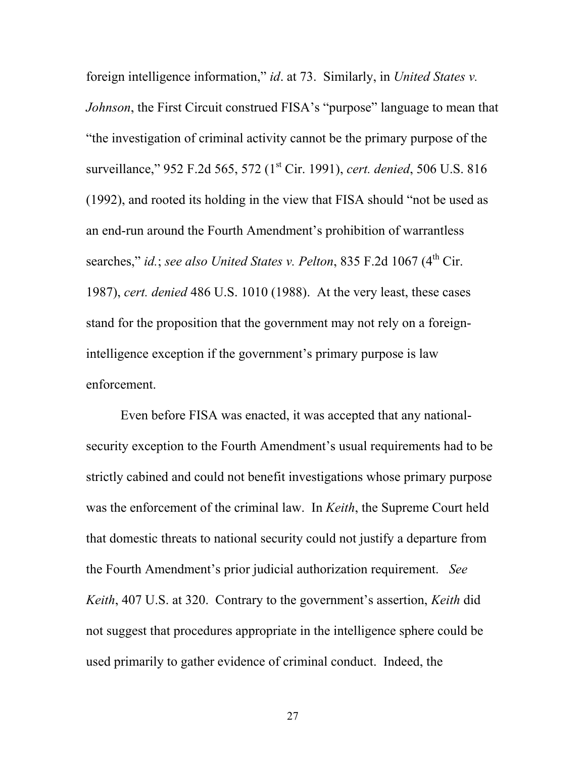foreign intelligence information," *id*. at 73. Similarly, in *United States v. Johnson*, the First Circuit construed FISA's "purpose" language to mean that "the investigation of criminal activity cannot be the primary purpose of the surveillance," 952 F.2d 565, 572 (1st Cir. 1991), *cert. denied*, 506 U.S. 816 (1992), and rooted its holding in the view that FISA should "not be used as an end-run around the Fourth Amendment's prohibition of warrantless searches," *id.*; *see also United States v. Pelton*, 835 F.2d 1067 (4th Cir. 1987), *cert. denied* 486 U.S. 1010 (1988). At the very least, these cases stand for the proposition that the government may not rely on a foreign-intelligence exception if the government's primary purpose is law enforcement.

Even before FISA was enacted, it was accepted that any national-security exception to the Fourth Amendment's usual requirements had to be strictly cabined and could not benefit investigations whose primary purpose was the enforcement of the criminal law. In *Keith*, the Supreme Court held that domestic threats to national security could not justify a departure from the Fourth Amendment's prior judicial authorization requirement. *See Keith*, 407 U.S. at 320. Contrary to the government's assertion, *Keith* did not suggest that procedures appropriate in the intelligence sphere could be used primarily to gather evidence of criminal conduct. Indeed, the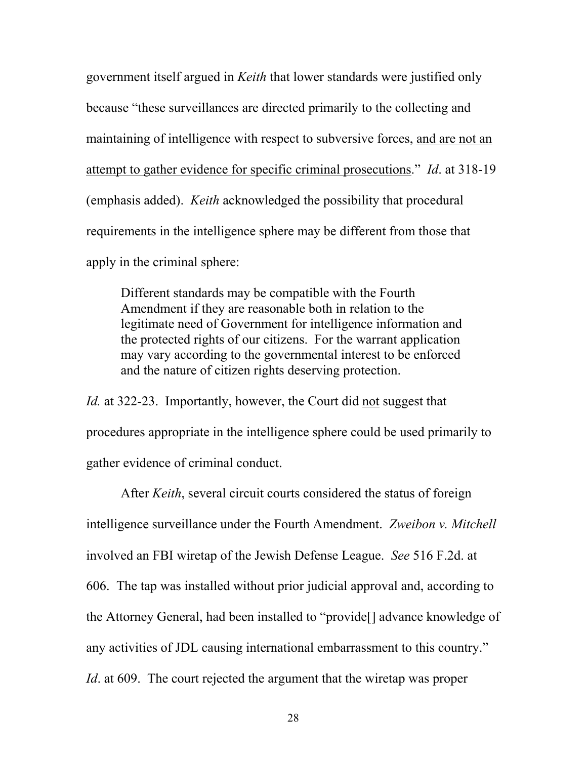government itself argued in *Keith* that lower standards were justified only because "these surveillances are directed primarily to the collecting and maintaining of intelligence with respect to subversive forces, <u>and are not an attempt to gather evidence for specific criminal prosecutions</u>." *Id*. at 318-19 (emphasis added). *Keith* acknowledged the possibility that procedural requirements in the intelligence sphere may be different from those that apply in the criminal sphere:

> Different standards may be compatible with the Fourth Amendment if they are reasonable both in relation to the legitimate need of Government for intelligence information and the protected rights of our citizens. For the warrant application may vary according to the governmental interest to be enforced and the nature of citizen rights deserving protection.

*Id.* at 322-23. Importantly, however, the Court did <u>not</u> suggest that procedures appropriate in the intelligence sphere could be used primarily to gather evidence of criminal conduct.

After *Keith*, several circuit courts considered the status of foreign intelligence surveillance under the Fourth Amendment. *Zweibon v. Mitchell* involved an FBI wiretap of the Jewish Defense League. *See* 516 F.2d. at 606. The tap was installed without prior judicial approval and, according to the Attorney General, had been installed to "provide[] advance knowledge of any activities of JDL causing international embarrassment to this country." *Id*. at 609. The court rejected the argument that the wiretap was proper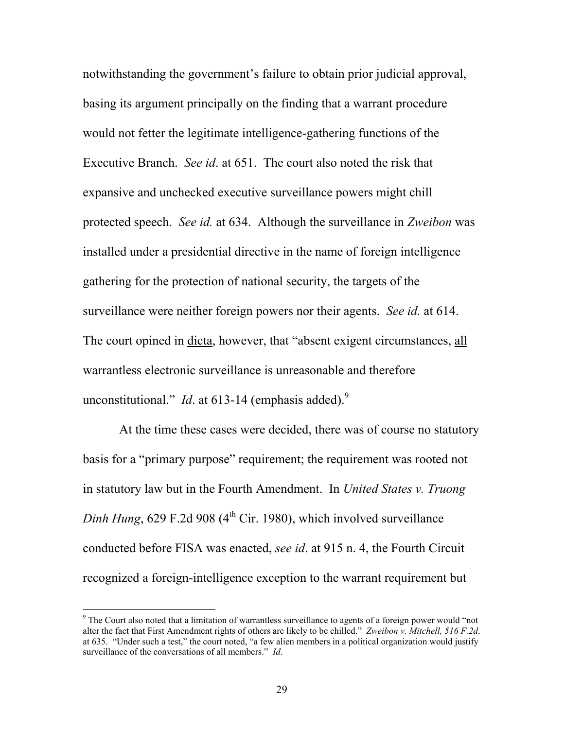notwithstanding the government's failure to obtain prior judicial approval, basing its argument principally on the finding that a warrant procedure would not fetter the legitimate intelligence-gathering functions of the Executive Branch. *See id*. at 651. The court also noted the risk that expansive and unchecked executive surveillance powers might chill protected speech. *See id.* at 634. Although the surveillance in *Zweibon* was installed under a presidential directive in the name of foreign intelligence gathering for the protection of national security, the targets of the surveillance were neither foreign powers nor their agents. *See id.* at 614. The court opined in <u>dicta</u>, however, that "absent exigent circumstances, <u>all</u> warrantless electronic surveillance is unreasonable and therefore unconstitutional." *Id*. at 613-14 (emphasis added).[9]

At the time these cases were decided, there was of course no statutory basis for a "primary purpose" requirement; the requirement was rooted not in statutory law but in the Fourth Amendment. In *United States v. Truong Dinh Hung*, 629 F.2d 908 (4th Cir. 1980), which involved surveillance conducted before FISA was enacted, *see id*. at 915 n. 4, the Fourth Circuit recognized a foreign-intelligence exception to the warrant requirement but

---

[9] The Court also noted that a limitation of warrantless surveillance to agents of a foreign power would "not alter the fact that First Amendment rights of others are likely to be chilled." *Zweibon v. Mitchell, 516 F.2d*. at 635. "Under such a test," the court noted, "a few alien members in a political organization would justify surveillance of the conversations of all members." *Id*.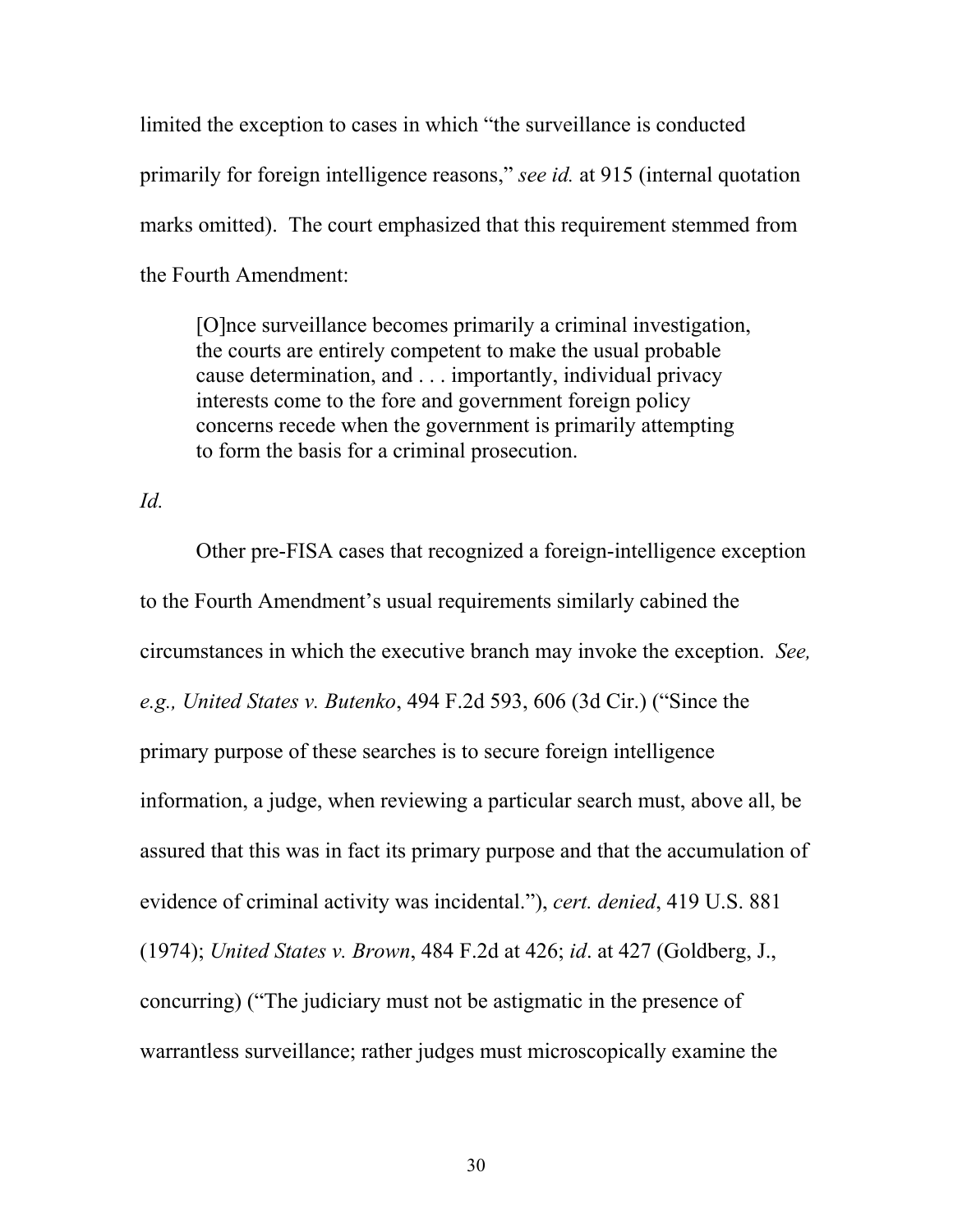limited the exception to cases in which "the surveillance is conducted primarily for foreign intelligence reasons," *see id.* at 915 (internal quotation marks omitted). The court emphasized that this requirement stemmed from the Fourth Amendment:

> [O]nce surveillance becomes primarily a criminal investigation, the courts are entirely competent to make the usual probable cause determination, and . . . importantly, individual privacy interests come to the fore and government foreign policy concerns recede when the government is primarily attempting to form the basis for a criminal prosecution.

*Id.*

Other pre-FISA cases that recognized a foreign-intelligence exception to the Fourth Amendment's usual requirements similarly cabined the circumstances in which the executive branch may invoke the exception. *See, e.g., United States v. Butenko*, 494 F.2d 593, 606 (3d Cir.) ("Since the primary purpose of these searches is to secure foreign intelligence information, a judge, when reviewing a particular search must, above all, be assured that this was in fact its primary purpose and that the accumulation of evidence of criminal activity was incidental."), *cert. denied*, 419 U.S. 881 (1974); *United States v. Brown*, 484 F.2d at 426; *id*. at 427 (Goldberg, J., concurring) ("The judiciary must not be astigmatic in the presence of warrantless surveillance; rather judges must microscopically examine the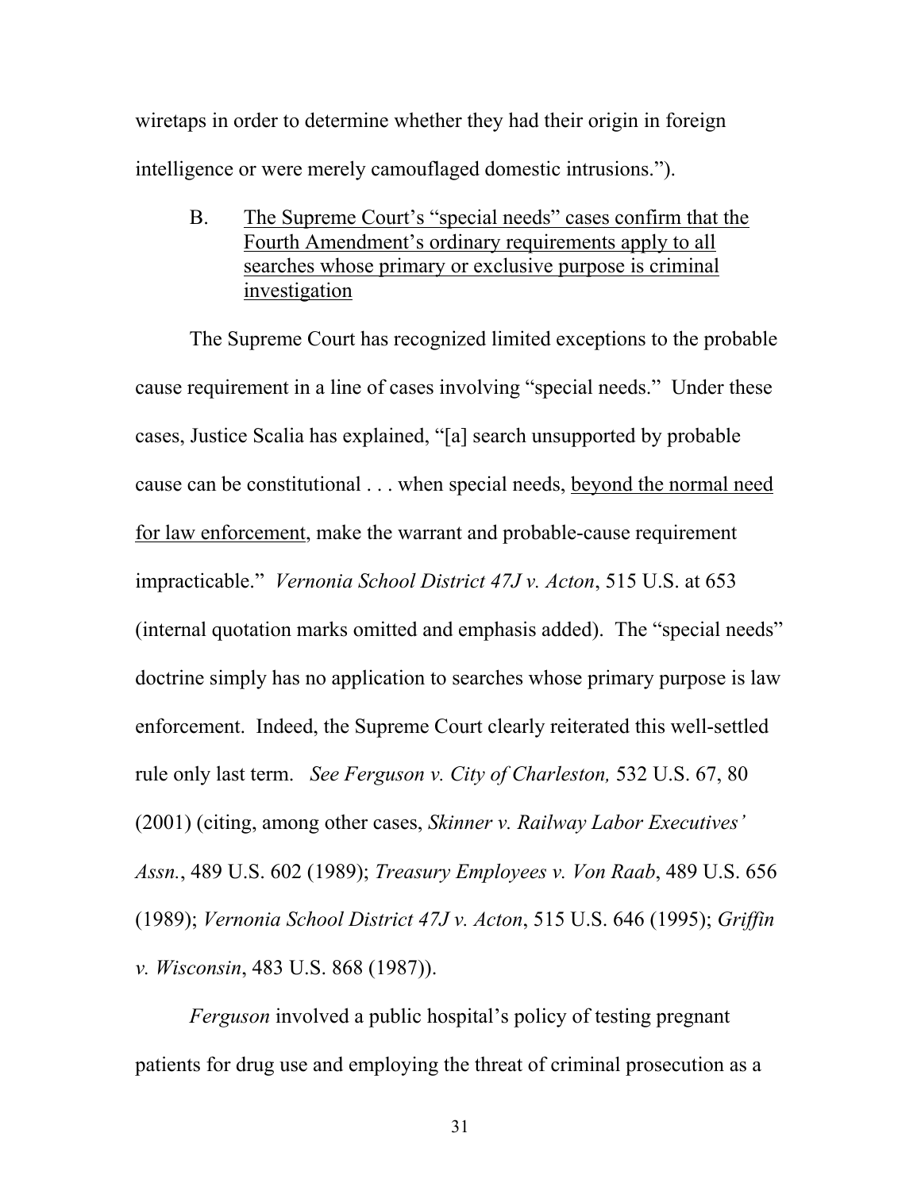wiretaps in order to determine whether they had their origin in foreign intelligence or were merely camouflaged domestic intrusions.").

### B. <u>The Supreme Court's "special needs" cases confirm that the Fourth Amendment's ordinary requirements apply to all searches whose primary or exclusive purpose is criminal investigation</u>

The Supreme Court has recognized limited exceptions to the probable cause requirement in a line of cases involving "special needs." Under these cases, Justice Scalia has explained, "[a] search unsupported by probable cause can be constitutional . . . when special needs, <u>beyond the normal need for law enforcement</u>, make the warrant and probable-cause requirement impracticable." *Vernonia School District 47J v. Acton*, 515 U.S. at 653 (internal quotation marks omitted and emphasis added). The "special needs" doctrine simply has no application to searches whose primary purpose is law enforcement. Indeed, the Supreme Court clearly reiterated this well-settled rule only last term. *See Ferguson v. City of Charleston,* 532 U.S. 67, 80 (2001) (citing, among other cases, *Skinner v. Railway Labor Executives' Assn.*, 489 U.S. 602 (1989); *Treasury Employees v. Von Raab*, 489 U.S. 656 (1989); *Vernonia School District 47J v. Acton*, 515 U.S. 646 (1995); *Griffin v. Wisconsin*, 483 U.S. 868 (1987)).

*Ferguson* involved a public hospital's policy of testing pregnant patients for drug use and employing the threat of criminal prosecution as a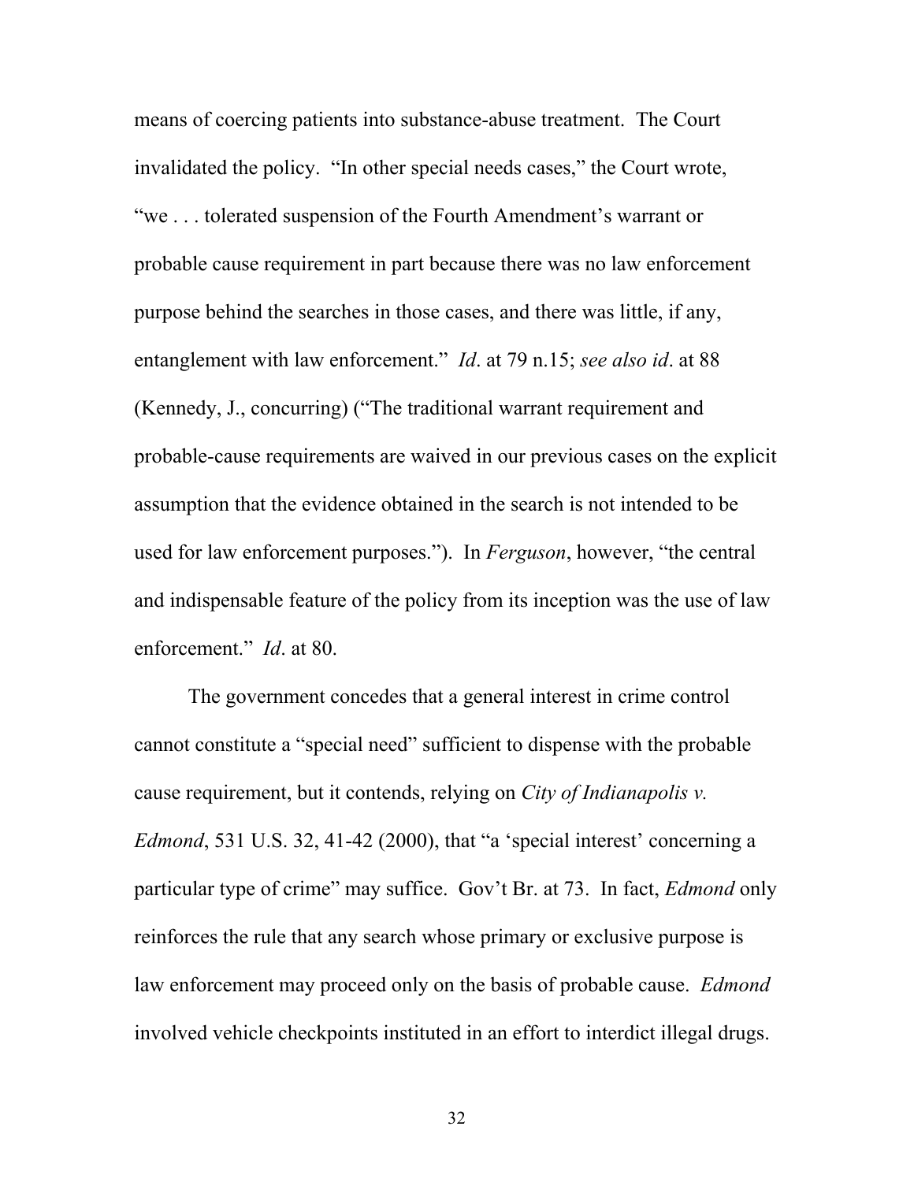means of coercing patients into substance-abuse treatment. The Court invalidated the policy. "In other special needs cases," the Court wrote, "we . . . tolerated suspension of the Fourth Amendment's warrant or probable cause requirement in part because there was no law enforcement purpose behind the searches in those cases, and there was little, if any, entanglement with law enforcement." *Id*. at 79 n.15; *see also id*. at 88 (Kennedy, J., concurring) ("The traditional warrant requirement and probable-cause requirements are waived in our previous cases on the explicit assumption that the evidence obtained in the search is not intended to be used for law enforcement purposes."). In *Ferguson*, however, "the central and indispensable feature of the policy from its inception was the use of law enforcement." *Id*. at 80.

The government concedes that a general interest in crime control cannot constitute a "special need" sufficient to dispense with the probable cause requirement, but it contends, relying on *City of Indianapolis v. Edmond*, 531 U.S. 32, 41-42 (2000), that "a 'special interest' concerning a particular type of crime" may suffice. Gov't Br. at 73. In fact, *Edmond* only reinforces the rule that any search whose primary or exclusive purpose is law enforcement may proceed only on the basis of probable cause. *Edmond* involved vehicle checkpoints instituted in an effort to interdict illegal drugs.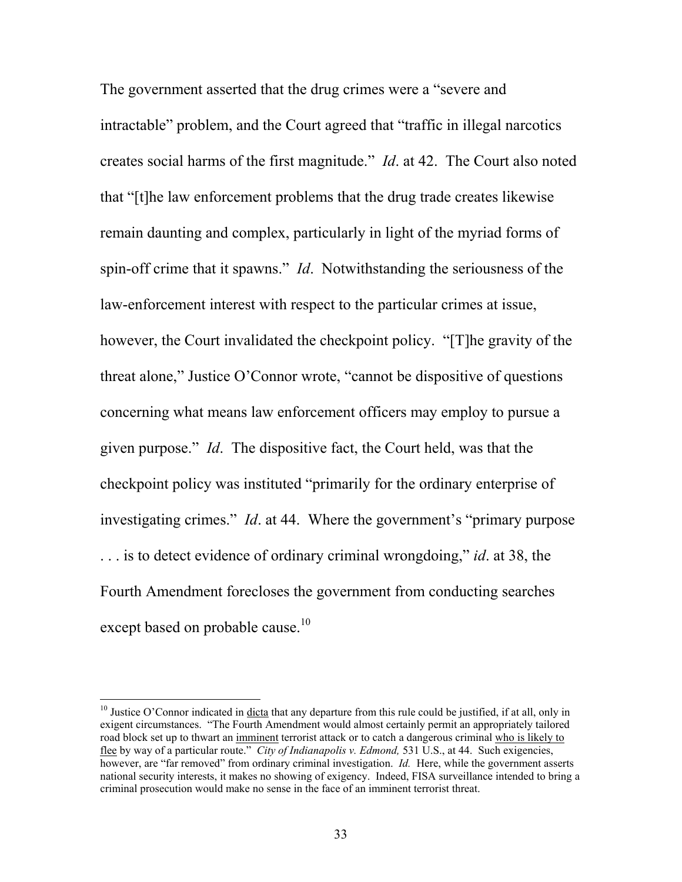The government asserted that the drug crimes were a "severe and intractable" problem, and the Court agreed that "traffic in illegal narcotics creates social harms of the first magnitude." *Id*. at 42. The Court also noted that "[t]he law enforcement problems that the drug trade creates likewise remain daunting and complex, particularly in light of the myriad forms of spin-off crime that it spawns." *Id*. Notwithstanding the seriousness of the law-enforcement interest with respect to the particular crimes at issue, however, the Court invalidated the checkpoint policy. "[T]he gravity of the threat alone," Justice O'Connor wrote, "cannot be dispositive of questions concerning what means law enforcement officers may employ to pursue a given purpose." *Id*. The dispositive fact, the Court held, was that the checkpoint policy was instituted "primarily for the ordinary enterprise of investigating crimes." *Id*. at 44. Where the government's "primary purpose . . . is to detect evidence of ordinary criminal wrongdoing," *id*. at 38, the Fourth Amendment forecloses the government from conducting searches except based on probable cause.[10]

---

[10] Justice O'Connor indicated in <u>dicta</u> that any departure from this rule could be justified, if at all, only in exigent circumstances. "The Fourth Amendment would almost certainly permit an appropriately tailored road block set up to thwart an <u>imminent</u> terrorist attack or to catch a dangerous criminal <u>who is likely to flee</u> by way of a particular route." *City of Indianapolis v. Edmond,* 531 U.S., at 44. Such exigencies, however, are "far removed" from ordinary criminal investigation. *Id.* Here, while the government asserts national security interests, it makes no showing of exigency. Indeed, FISA surveillance intended to bring a criminal prosecution would make no sense in the face of an imminent terrorist threat.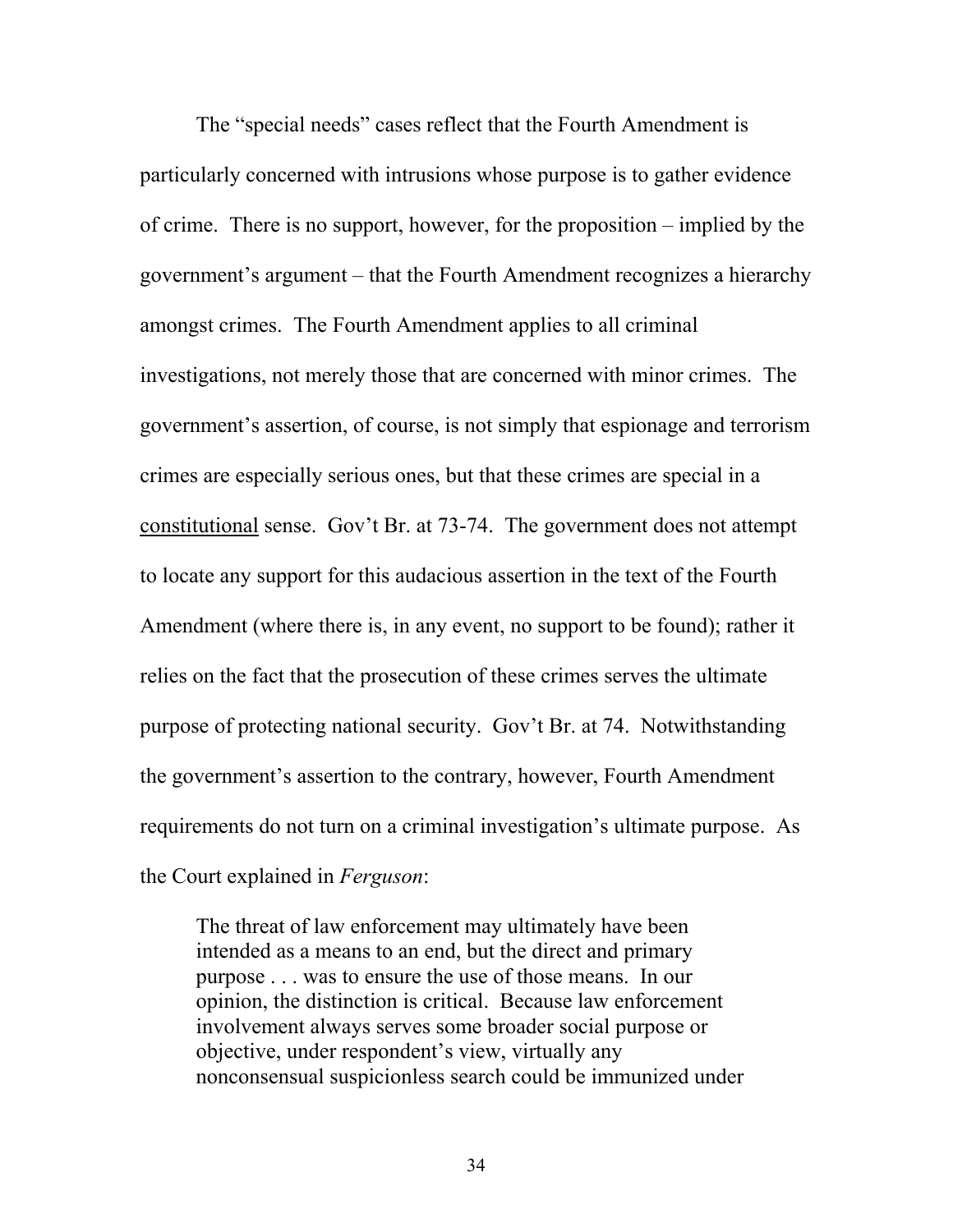The "special needs" cases reflect that the Fourth Amendment is particularly concerned with intrusions whose purpose is to gather evidence of crime. There is no support, however, for the proposition – implied by the government's argument – that the Fourth Amendment recognizes a hierarchy amongst crimes. The Fourth Amendment applies to all criminal investigations, not merely those that are concerned with minor crimes. The government's assertion, of course, is not simply that espionage and terrorism crimes are especially serious ones, but that these crimes are special in a <u>constitutional</u> sense. Gov't Br. at 73-74. The government does not attempt to locate any support for this audacious assertion in the text of the Fourth Amendment (where there is, in any event, no support to be found); rather it relies on the fact that the prosecution of these crimes serves the ultimate purpose of protecting national security. Gov't Br. at 74. Notwithstanding the government's assertion to the contrary, however, Fourth Amendment requirements do not turn on a criminal investigation's ultimate purpose. As the Court explained in *Ferguson*:

> The threat of law enforcement may ultimately have been intended as a means to an end, but the direct and primary purpose . . . was to ensure the use of those means. In our opinion, the distinction is critical. Because law enforcement involvement always serves some broader social purpose or objective, under respondent's view, virtually any nonconsensual suspicionless search could be immunized under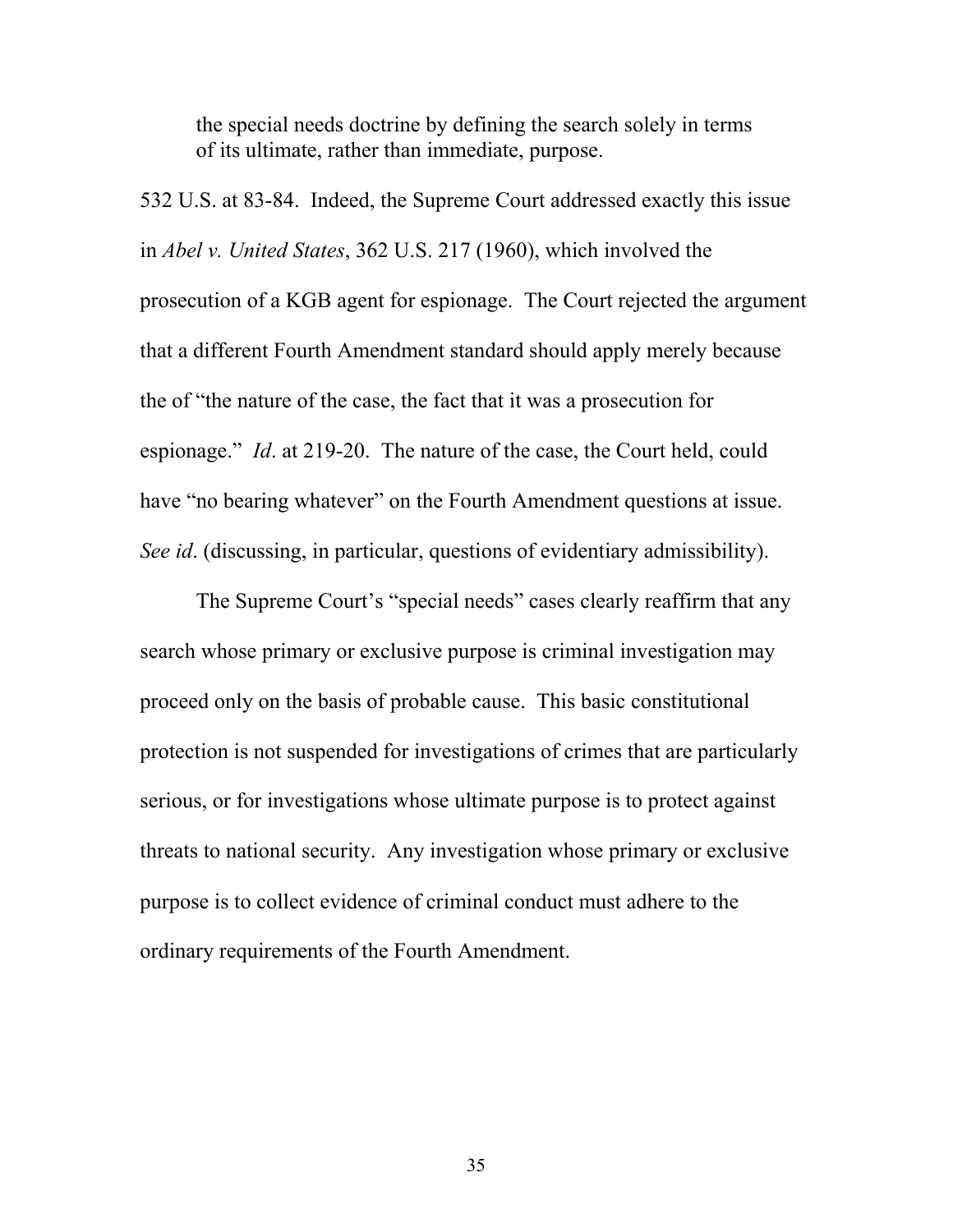> the special needs doctrine by defining the search solely in terms of its ultimate, rather than immediate, purpose.

532 U.S. at 83-84. Indeed, the Supreme Court addressed exactly this issue in *Abel v. United States*, 362 U.S. 217 (1960), which involved the prosecution of a KGB agent for espionage. The Court rejected the argument that a different Fourth Amendment standard should apply merely because the of "the nature of the case, the fact that it was a prosecution for espionage." *Id*. at 219-20. The nature of the case, the Court held, could have "no bearing whatever" on the Fourth Amendment questions at issue. *See id*. (discussing, in particular, questions of evidentiary admissibility).

The Supreme Court's "special needs" cases clearly reaffirm that any search whose primary or exclusive purpose is criminal investigation may proceed only on the basis of probable cause. This basic constitutional protection is not suspended for investigations of crimes that are particularly serious, or for investigations whose ultimate purpose is to protect against threats to national security. Any investigation whose primary or exclusive purpose is to collect evidence of criminal conduct must adhere to the ordinary requirements of the Fourth Amendment.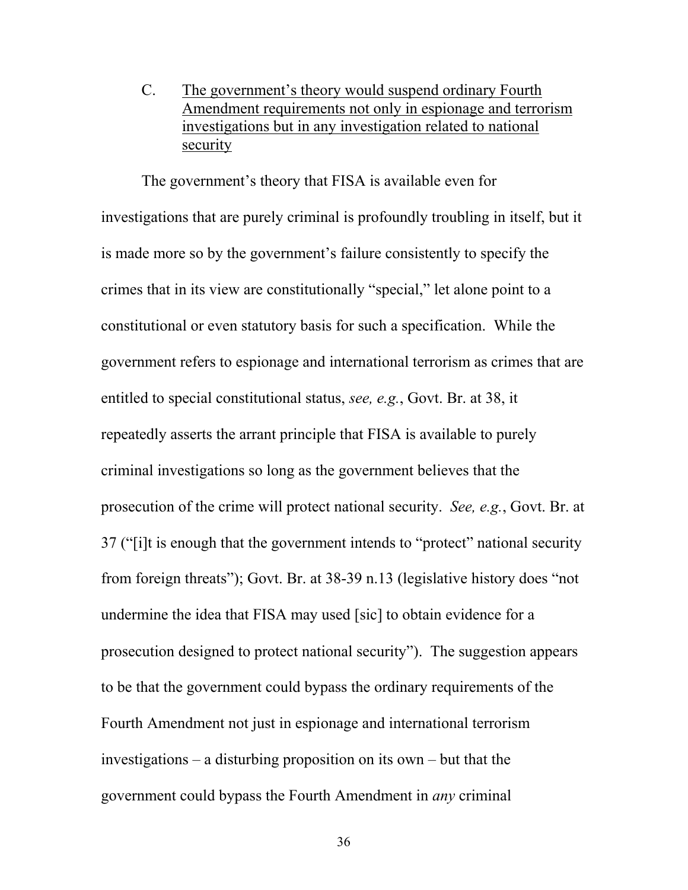C. <u>The government's theory would suspend ordinary Fourth Amendment requirements not only in espionage and terrorism investigations but in any investigation related to national security</u>

The government's theory that FISA is available even for investigations that are purely criminal is profoundly troubling in itself, but it is made more so by the government's failure consistently to specify the crimes that in its view are constitutionally "special," let alone point to a constitutional or even statutory basis for such a specification. While the government refers to espionage and international terrorism as crimes that are entitled to special constitutional status, *see, e.g.*, Govt. Br. at 38, it repeatedly asserts the arrant principle that FISA is available to purely criminal investigations so long as the government believes that the prosecution of the crime will protect national security. *See, e.g.*, Govt. Br. at 37 ("[i]t is enough that the government intends to "protect" national security from foreign threats"); Govt. Br. at 38-39 n.13 (legislative history does "not undermine the idea that FISA may used [sic] to obtain evidence for a prosecution designed to protect national security"). The suggestion appears to be that the government could bypass the ordinary requirements of the Fourth Amendment not just in espionage and international terrorism investigations – a disturbing proposition on its own – but that the government could bypass the Fourth Amendment in *any* criminal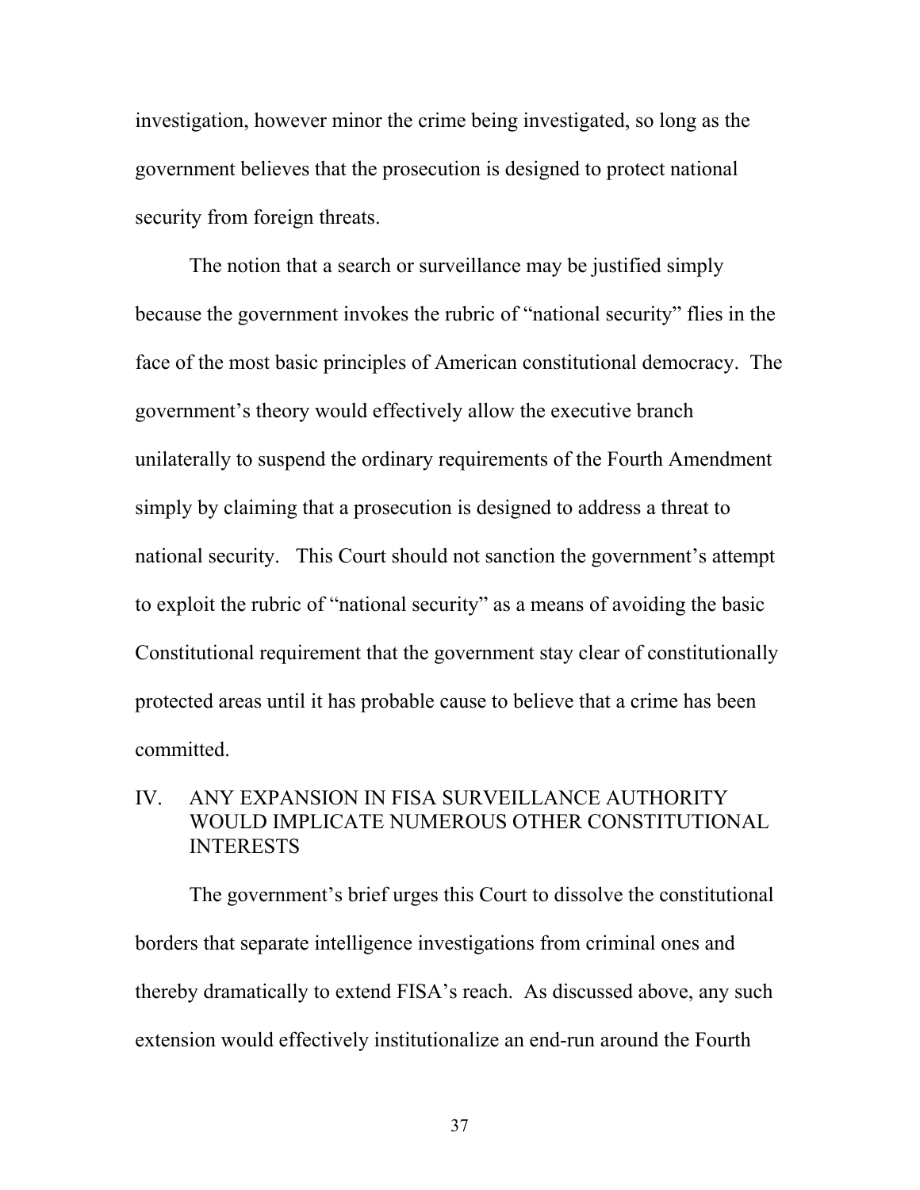investigation, however minor the crime being investigated, so long as the government believes that the prosecution is designed to protect national security from foreign threats.

The notion that a search or surveillance may be justified simply because the government invokes the rubric of "national security" flies in the face of the most basic principles of American constitutional democracy. The government's theory would effectively allow the executive branch unilaterally to suspend the ordinary requirements of the Fourth Amendment simply by claiming that a prosecution is designed to address a threat to national security. This Court should not sanction the government's attempt to exploit the rubric of "national security" as a means of avoiding the basic Constitutional requirement that the government stay clear of constitutionally protected areas until it has probable cause to believe that a crime has been committed.

## IV. ANY EXPANSION IN FISA SURVEILLANCE AUTHORITY WOULD IMPLICATE NUMEROUS OTHER CONSTITUTIONAL INTERESTS

The government's brief urges this Court to dissolve the constitutional borders that separate intelligence investigations from criminal ones and thereby dramatically to extend FISA's reach. As discussed above, any such extension would effectively institutionalize an end-run around the Fourth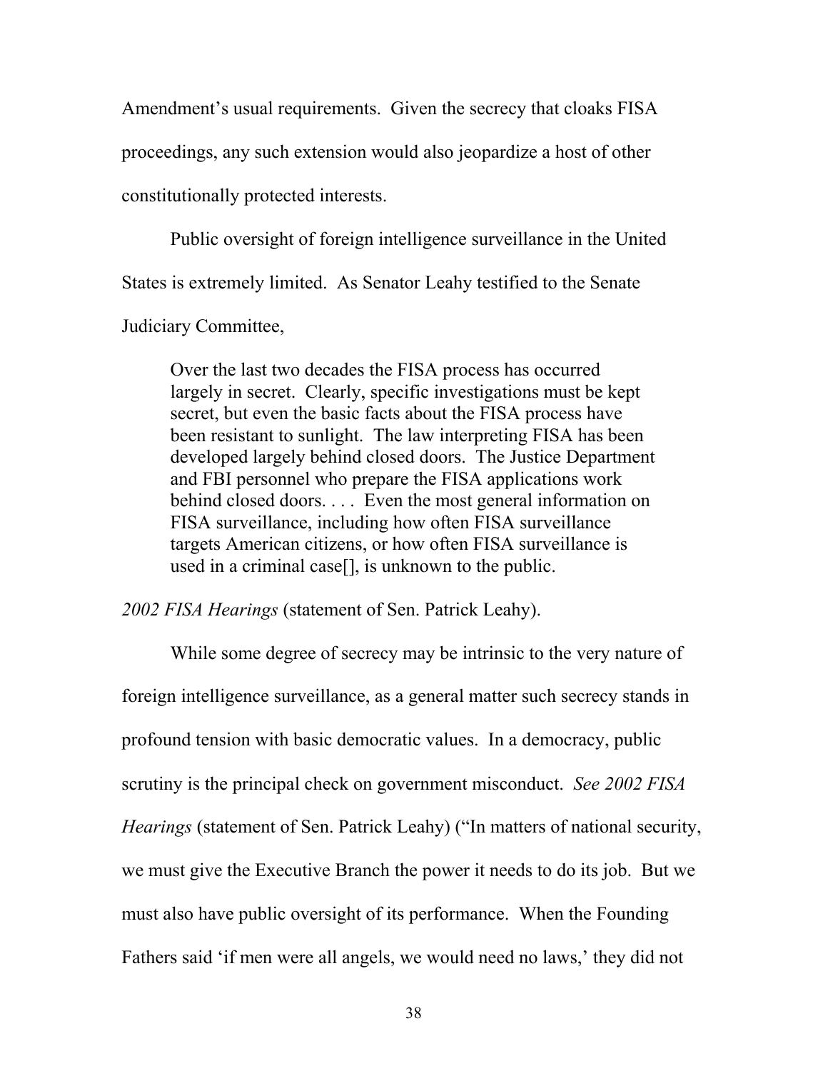Amendment's usual requirements. Given the secrecy that cloaks FISA proceedings, any such extension would also jeopardize a host of other constitutionally protected interests.

Public oversight of foreign intelligence surveillance in the United States is extremely limited. As Senator Leahy testified to the Senate Judiciary Committee,

> Over the last two decades the FISA process has occurred largely in secret. Clearly, specific investigations must be kept secret, but even the basic facts about the FISA process have been resistant to sunlight. The law interpreting FISA has been developed largely behind closed doors. The Justice Department and FBI personnel who prepare the FISA applications work behind closed doors. . . . Even the most general information on FISA surveillance, including how often FISA surveillance targets American citizens, or how often FISA surveillance is used in a criminal case[], is unknown to the public.

*2002 FISA Hearings* (statement of Sen. Patrick Leahy).

While some degree of secrecy may be intrinsic to the very nature of foreign intelligence surveillance, as a general matter such secrecy stands in profound tension with basic democratic values. In a democracy, public scrutiny is the principal check on government misconduct. *See 2002 FISA Hearings* (statement of Sen. Patrick Leahy) ("In matters of national security, we must give the Executive Branch the power it needs to do its job. But we must also have public oversight of its performance. When the Founding Fathers said 'if men were all angels, we would need no laws,' they did not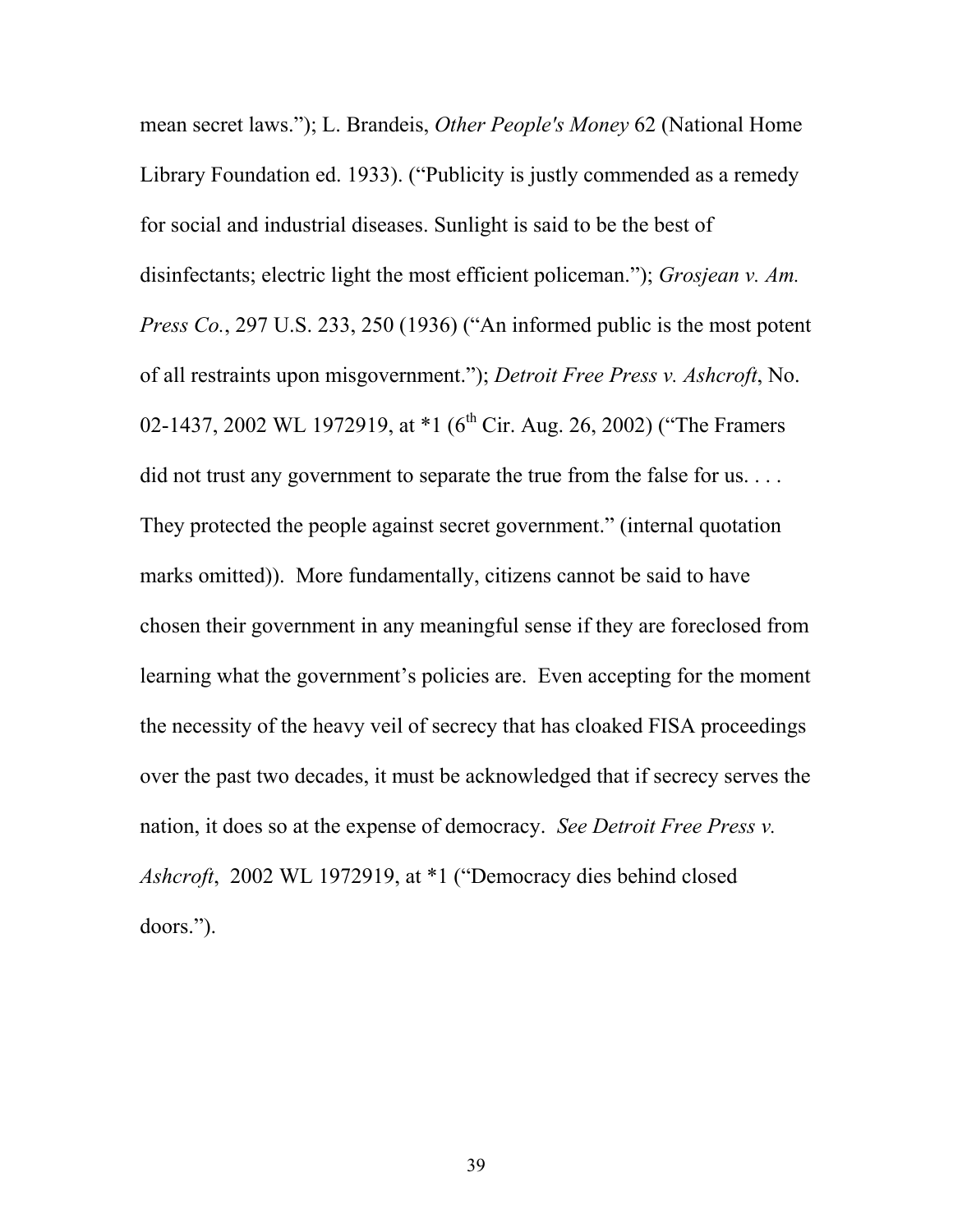mean secret laws."); L. Brandeis, *Other People's Money* 62 (National Home Library Foundation ed. 1933). ("Publicity is justly commended as a remedy for social and industrial diseases. Sunlight is said to be the best of disinfectants; electric light the most efficient policeman."); *Grosjean v. Am. Press Co.*, 297 U.S. 233, 250 (1936) ("An informed public is the most potent of all restraints upon misgovernment."); *Detroit Free Press v. Ashcroft*, No. 02-1437, 2002 WL 1972919, at *1 (6th Cir. Aug. 26, 2002) ("The Framers did not trust any government to separate the true from the false for us. . . . They protected the people against secret government." (internal quotation marks omitted)). More fundamentally, citizens cannot be said to have chosen their government in any meaningful sense if they are foreclosed from learning what the government's policies are. Even accepting for the moment the necessity of the heavy veil of secrecy that has cloaked FISA proceedings over the past two decades, it must be acknowledged that if secrecy serves the nation, it does so at the expense of democracy. *See Detroit Free Press v. Ashcroft*, 2002 WL 1972919, at *1 ("Democracy dies behind closed doors.").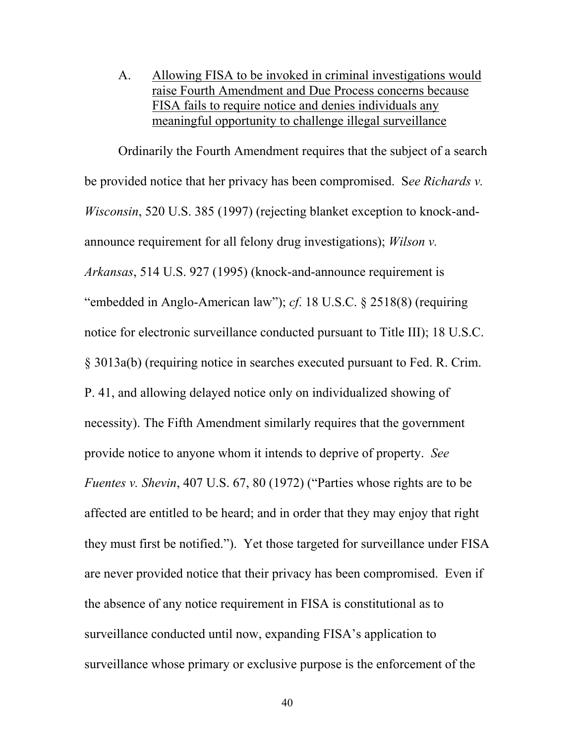A. Allowing FISA to be invoked in criminal investigations would raise Fourth Amendment and Due Process concerns because FISA fails to require notice and denies individuals any meaningful opportunity to challenge illegal surveillance

Ordinarily the Fourth Amendment requires that the subject of a search be provided notice that her privacy has been compromised. S*ee Richards v. Wisconsin*, 520 U.S. 385 (1997) (rejecting blanket exception to knock-and-announce requirement for all felony drug investigations); *Wilson v. Arkansas*, 514 U.S. 927 (1995) (knock-and-announce requirement is "embedded in Anglo-American law"); *cf*. 18 U.S.C. § 2518(8) (requiring notice for electronic surveillance conducted pursuant to Title III); 18 U.S.C. § 3013a(b) (requiring notice in searches executed pursuant to Fed. R. Crim. P. 41, and allowing delayed notice only on individualized showing of necessity). The Fifth Amendment similarly requires that the government provide notice to anyone whom it intends to deprive of property. *See Fuentes v. Shevin*, 407 U.S. 67, 80 (1972) ("Parties whose rights are to be affected are entitled to be heard; and in order that they may enjoy that right they must first be notified."). Yet those targeted for surveillance under FISA are never provided notice that their privacy has been compromised. Even if the absence of any notice requirement in FISA is constitutional as to surveillance conducted until now, expanding FISA's application to surveillance whose primary or exclusive purpose is the enforcement of the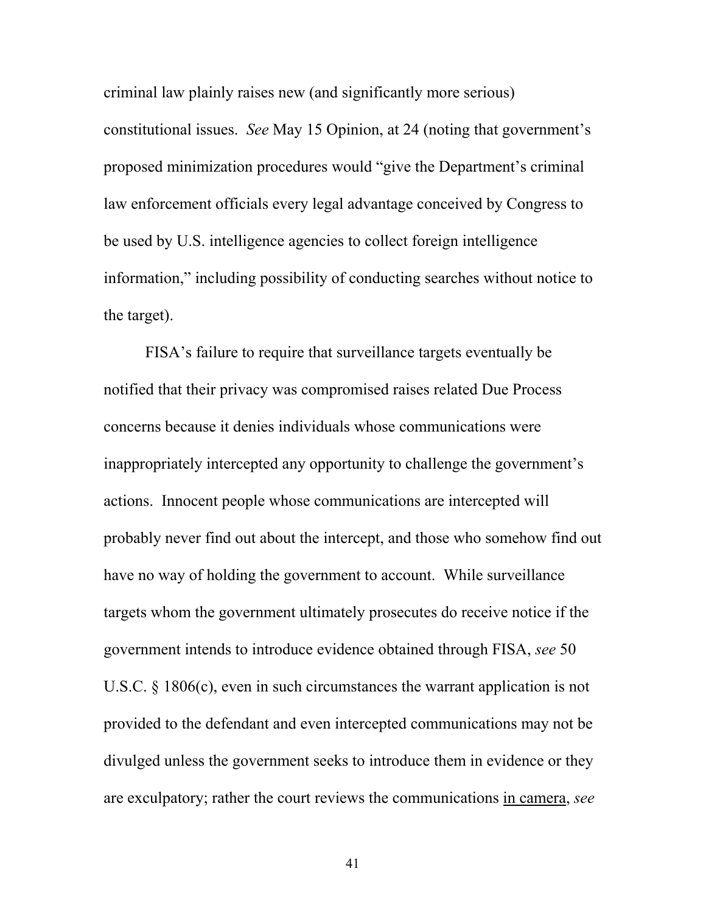criminal law plainly raises new (and significantly more serious) constitutional issues. *See* May 15 Opinion, at 24 (noting that government's proposed minimization procedures would "give the Department's criminal law enforcement officials every legal advantage conceived by Congress to be used by U.S. intelligence agencies to collect foreign intelligence information," including possibility of conducting searches without notice to the target).

FISA's failure to require that surveillance targets eventually be notified that their privacy was compromised raises related Due Process concerns because it denies individuals whose communications were inappropriately intercepted any opportunity to challenge the government's actions. Innocent people whose communications are intercepted will probably never find out about the intercept, and those who somehow find out have no way of holding the government to account. While surveillance targets whom the government ultimately prosecutes do receive notice if the government intends to introduce evidence obtained through FISA, *see* 50 U.S.C. § 1806(c), even in such circumstances the warrant application is not provided to the defendant and even intercepted communications may not be divulged unless the government seeks to introduce them in evidence or they are exculpatory; rather the court reviews the communications in camera, *see*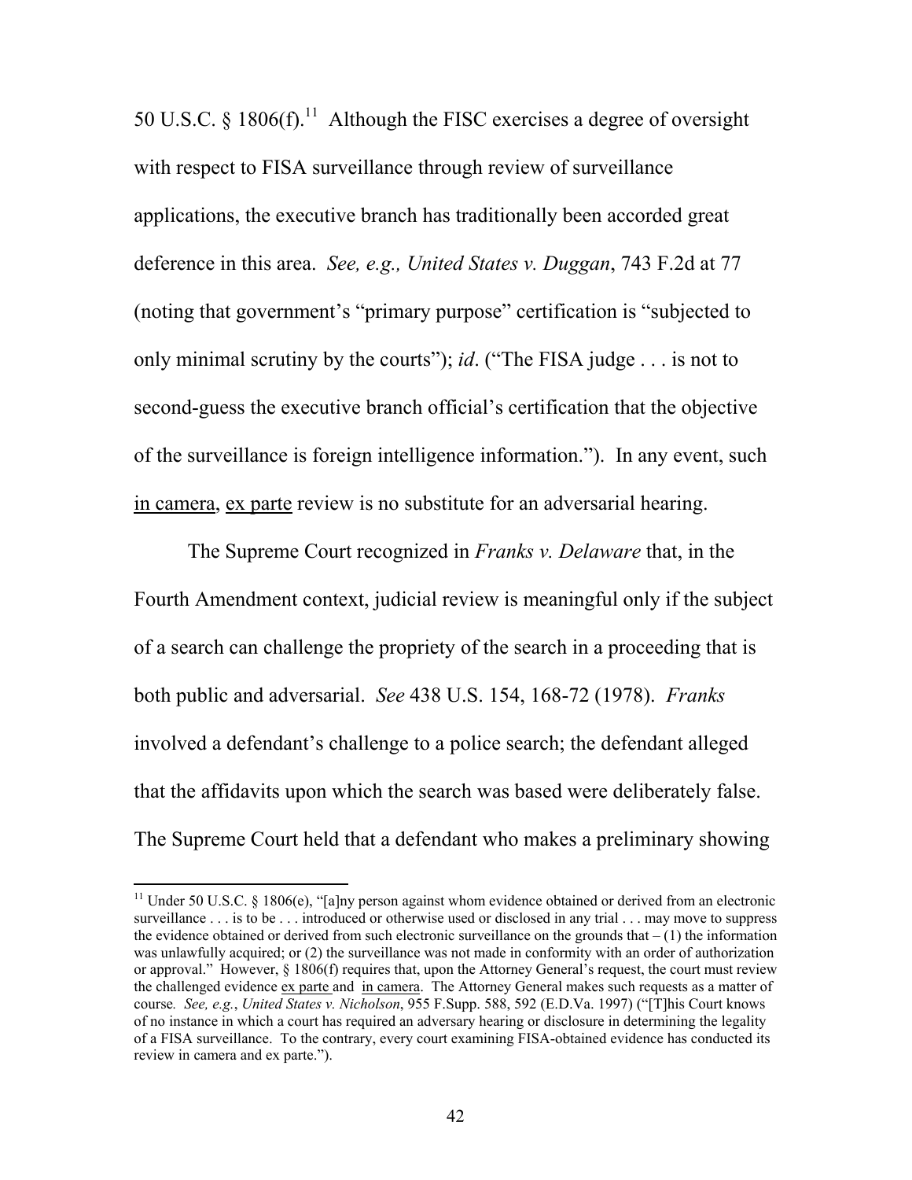50 U.S.C. § 1806(f).[11] Although the FISC exercises a degree of oversight with respect to FISA surveillance through review of surveillance applications, the executive branch has traditionally been accorded great deference in this area. *See, e.g., United States v. Duggan*, 743 F.2d at 77 (noting that government's "primary purpose" certification is "subjected to only minimal scrutiny by the courts"); *id*. ("The FISA judge . . . is not to second-guess the executive branch official's certification that the objective of the surveillance is foreign intelligence information."). In any event, such in camera, ex parte review is no substitute for an adversarial hearing.

The Supreme Court recognized in *Franks v. Delaware* that, in the Fourth Amendment context, judicial review is meaningful only if the subject of a search can challenge the propriety of the search in a proceeding that is both public and adversarial. *See* 438 U.S. 154, 168-72 (1978). *Franks* involved a defendant's challenge to a police search; the defendant alleged that the affidavits upon which the search was based were deliberately false. The Supreme Court held that a defendant who makes a preliminary showing

---

[11] Under 50 U.S.C. § 1806(e), "[a]ny person against whom evidence obtained or derived from an electronic surveillance . . . is to be . . . introduced or otherwise used or disclosed in any trial . . . may move to suppress the evidence obtained or derived from such electronic surveillance on the grounds that – (1) the information was unlawfully acquired; or (2) the surveillance was not made in conformity with an order of authorization or approval." However, § 1806(f) requires that, upon the Attorney General's request, the court must review the challenged evidence ex parte and in camera. The Attorney General makes such requests as a matter of course*. See, e.g.*, *United States v. Nicholson*, 955 F.Supp. 588, 592 (E.D.Va. 1997) ("[T]his Court knows of no instance in which a court has required an adversary hearing or disclosure in determining the legality of a FISA surveillance. To the contrary, every court examining FISA-obtained evidence has conducted its review in camera and ex parte.").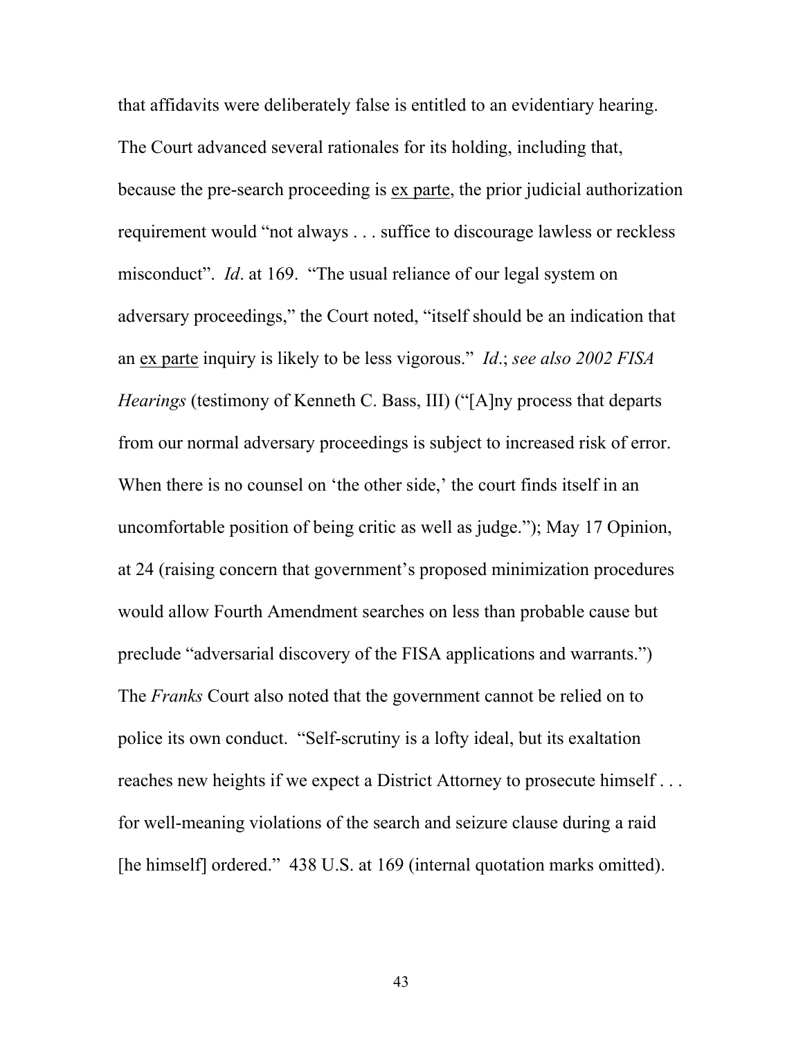that affidavits were deliberately false is entitled to an evidentiary hearing. The Court advanced several rationales for its holding, including that, because the pre-search proceeding is ex parte, the prior judicial authorization requirement would "not always . . . suffice to discourage lawless or reckless misconduct". *Id*. at 169. "The usual reliance of our legal system on adversary proceedings," the Court noted, "itself should be an indication that an ex parte inquiry is likely to be less vigorous." *Id*.; *see also 2002 FISA Hearings* (testimony of Kenneth C. Bass, III) ("[A]ny process that departs from our normal adversary proceedings is subject to increased risk of error. When there is no counsel on 'the other side,' the court finds itself in an uncomfortable position of being critic as well as judge."); May 17 Opinion, at 24 (raising concern that government's proposed minimization procedures would allow Fourth Amendment searches on less than probable cause but preclude "adversarial discovery of the FISA applications and warrants.") The *Franks* Court also noted that the government cannot be relied on to police its own conduct. "Self-scrutiny is a lofty ideal, but its exaltation reaches new heights if we expect a District Attorney to prosecute himself . . . for well-meaning violations of the search and seizure clause during a raid [he himself] ordered." 438 U.S. at 169 (internal quotation marks omitted).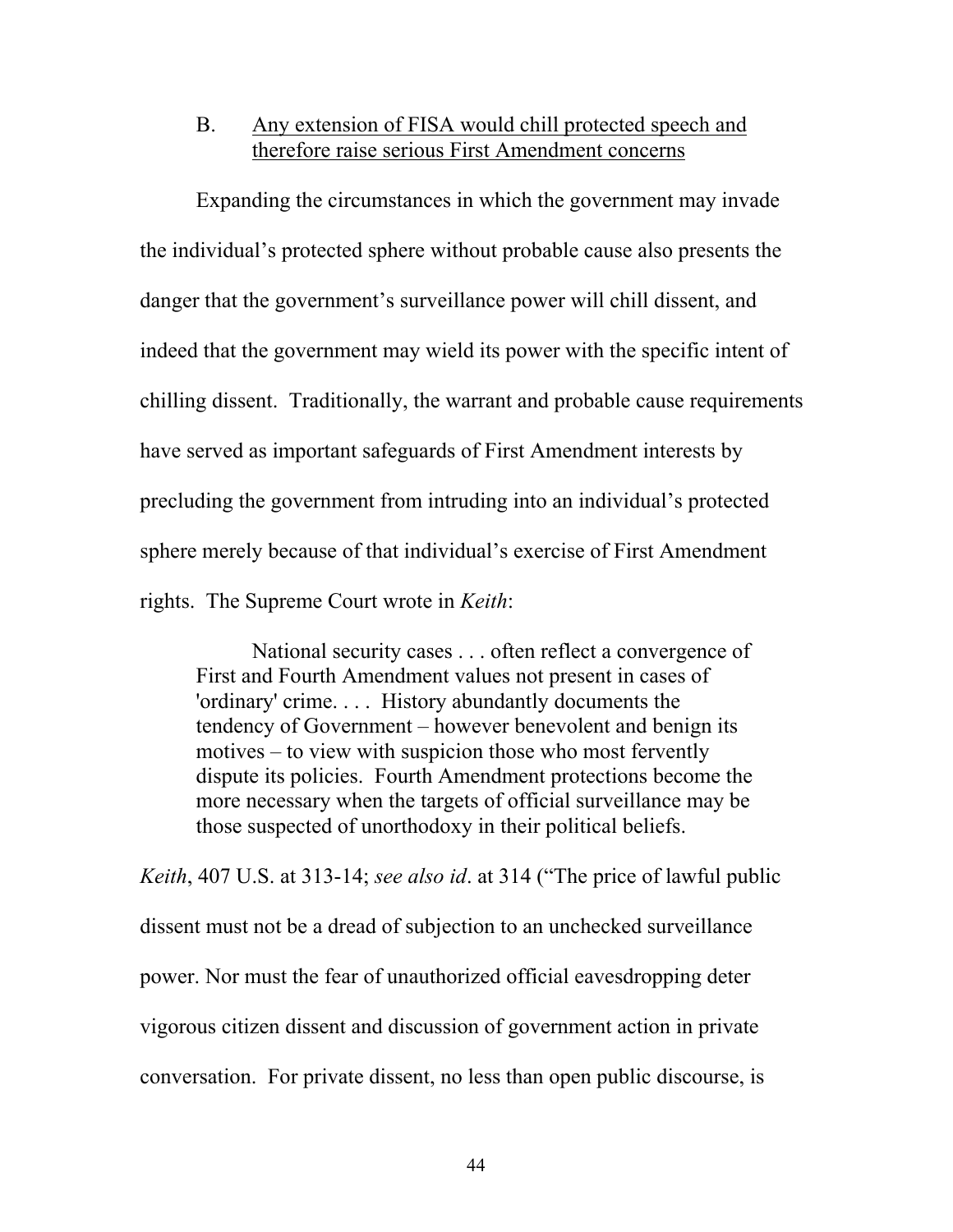B. <u>Any extension of FISA would chill protected speech and therefore raise serious First Amendment concerns</u>

Expanding the circumstances in which the government may invade the individual's protected sphere without probable cause also presents the danger that the government's surveillance power will chill dissent, and indeed that the government may wield its power with the specific intent of chilling dissent. Traditionally, the warrant and probable cause requirements have served as important safeguards of First Amendment interests by precluding the government from intruding into an individual's protected sphere merely because of that individual's exercise of First Amendment rights. The Supreme Court wrote in *Keith*:

> National security cases . . . often reflect a convergence of First and Fourth Amendment values not present in cases of 'ordinary' crime. . . . History abundantly documents the tendency of Government – however benevolent and benign its motives – to view with suspicion those who most fervently dispute its policies. Fourth Amendment protections become the more necessary when the targets of official surveillance may be those suspected of unorthodoxy in their political beliefs.

*Keith*, 407 U.S. at 313-14; *see also id*. at 314 ("The price of lawful public dissent must not be a dread of subjection to an unchecked surveillance power. Nor must the fear of unauthorized official eavesdropping deter vigorous citizen dissent and discussion of government action in private conversation. For private dissent, no less than open public discourse, is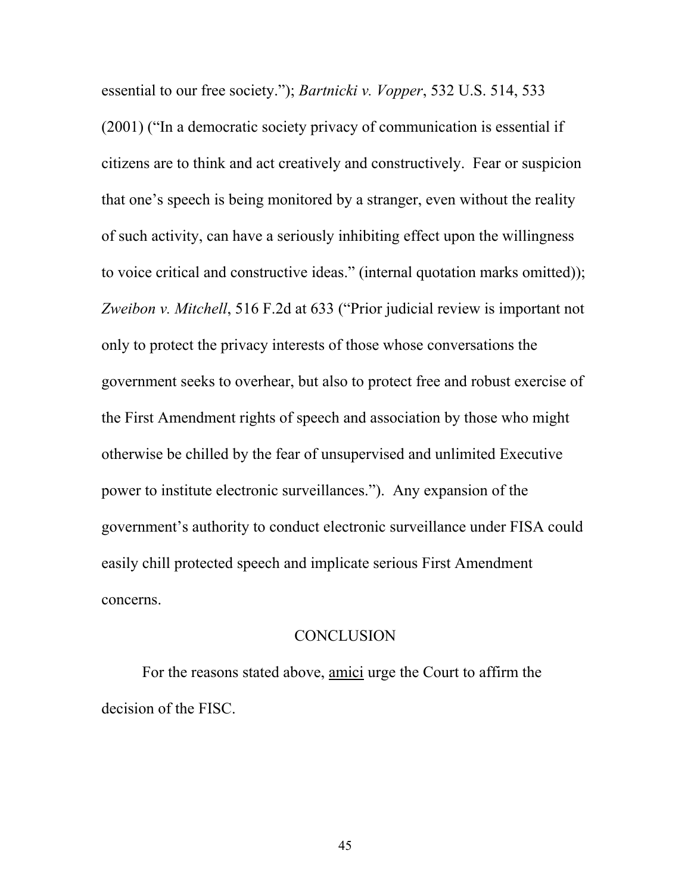essential to our free society."); *Bartnicki v. Vopper*, 532 U.S. 514, 533 (2001) ("In a democratic society privacy of communication is essential if citizens are to think and act creatively and constructively. Fear or suspicion that one's speech is being monitored by a stranger, even without the reality of such activity, can have a seriously inhibiting effect upon the willingness to voice critical and constructive ideas." (internal quotation marks omitted)); *Zweibon v. Mitchell*, 516 F.2d at 633 ("Prior judicial review is important not only to protect the privacy interests of those whose conversations the government seeks to overhear, but also to protect free and robust exercise of the First Amendment rights of speech and association by those who might otherwise be chilled by the fear of unsupervised and unlimited Executive power to institute electronic surveillances."). Any expansion of the government's authority to conduct electronic surveillance under FISA could easily chill protected speech and implicate serious First Amendment concerns.

## CONCLUSION

For the reasons stated above, amici urge the Court to affirm the decision of the FISC.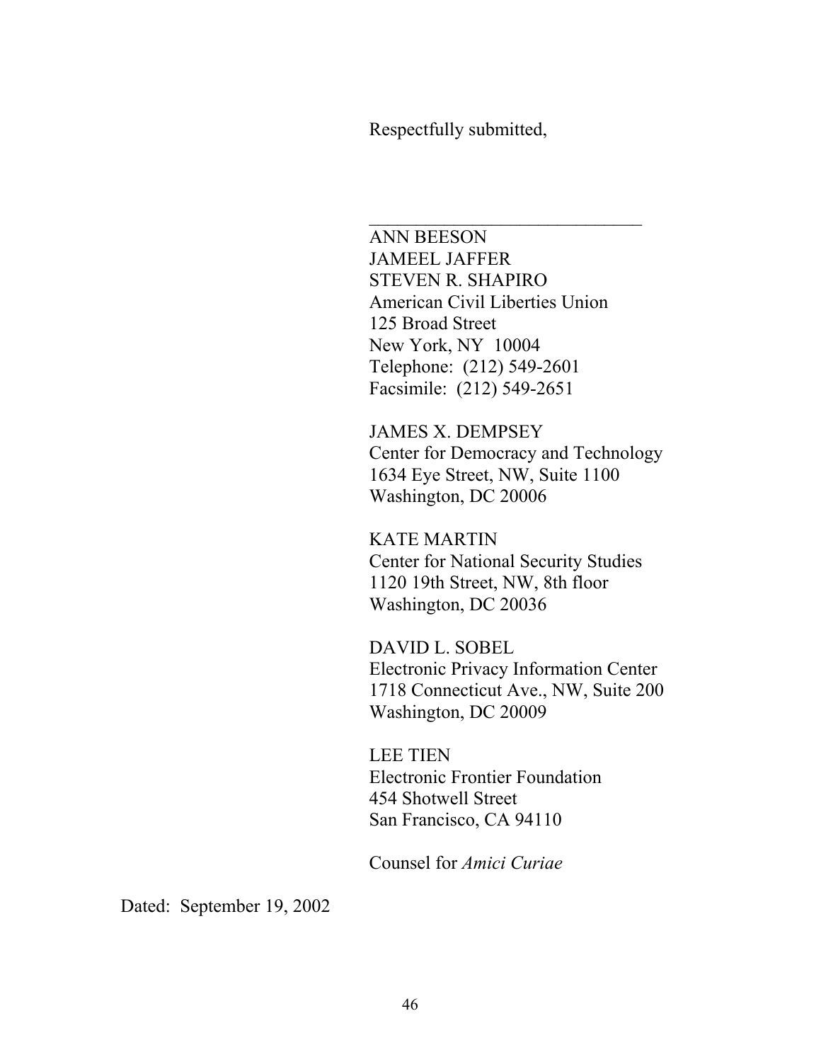Respectfully submitted,

\_\_\_\_\_\_\_\_\_\_\_\_\_\_\_\_\_\_\_\_\_\_\_\_\_\_\_\_\_\_

ANN BEESON
JAMEEL JAFFER
STEVEN R. SHAPIRO
American Civil Liberties Union
125 Broad Street
New York, NY 10004
Telephone: (212) 549-2601
Facsimile: (212) 549-2651

JAMES X. DEMPSEY
Center for Democracy and Technology
1634 Eye Street, NW, Suite 1100
Washington, DC 20006

KATE MARTIN
Center for National Security Studies
1120 19th Street, NW, 8th floor
Washington, DC 20036

DAVID L. SOBEL
Electronic Privacy Information Center
1718 Connecticut Ave., NW, Suite 200
Washington, DC 20009

LEE TIEN
Electronic Frontier Foundation
454 Shotwell Street
San Francisco, CA 94110

Counsel for *Amici Curiae*

Dated: September 19, 2002